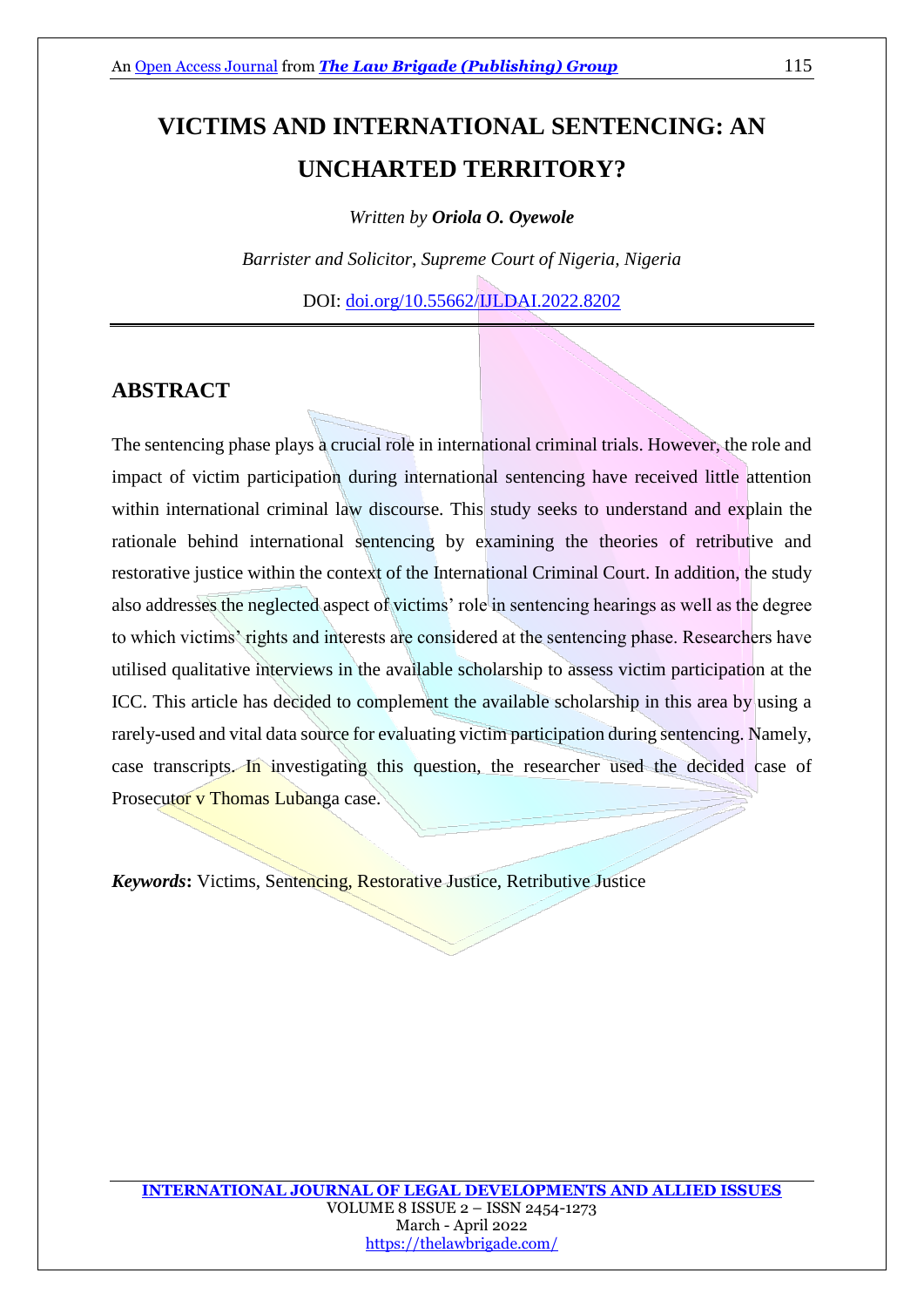# VICTIMS AND INTERNATIONAL SENTENCING: AN UNCHARTED TERRITORY?

*Written by **Oriola O. Oyewole***

*Barrister and Solicitor, Supreme Court of Nigeria, Nigeria*

DOI: doi.org/10.55662/IJLDAI.2022.8202

## ABSTRACT

The sentencing phase plays a crucial role in international criminal trials. However, the role and impact of victim participation during international sentencing have received little attention within international criminal law discourse. This study seeks to understand and explain the rationale behind international sentencing by examining the theories of retributive and restorative justice within the context of the International Criminal Court. In addition, the study also addresses the neglected aspect of victims' role in sentencing hearings as well as the degree to which victims' rights and interests are considered at the sentencing phase. Researchers have utilised qualitative interviews in the available scholarship to assess victim participation at the ICC. This article has decided to complement the available scholarship in this area by using a rarely-used and vital data source for evaluating victim participation during sentencing. Namely, case transcripts. In investigating this question, the researcher used the decided case of Prosecutor v Thomas Lubanga case.

***Keywords*:** Victims, Sentencing, Restorative Justice, Retributive Justice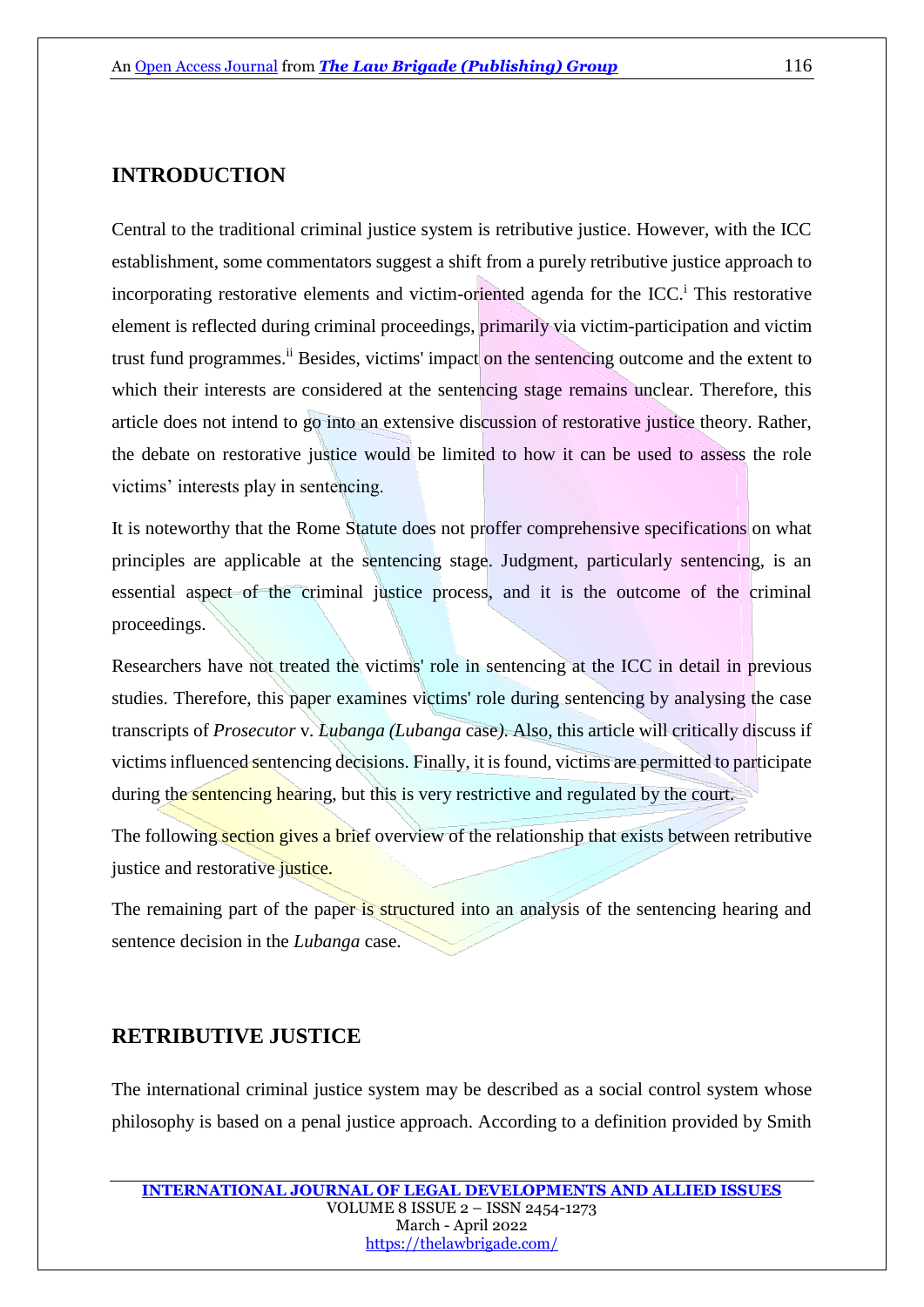## INTRODUCTION

Central to the traditional criminal justice system is retributive justice. However, with the ICC establishment, some commentators suggest a shift from a purely retributive justice approach to incorporating restorative elements and victim-oriented agenda for the ICC.[i] This restorative element is reflected during criminal proceedings, primarily via victim-participation and victim trust fund programmes.[ii] Besides, victims' impact on the sentencing outcome and the extent to which their interests are considered at the sentencing stage remains unclear. Therefore, this article does not intend to go into an extensive discussion of restorative justice theory. Rather, the debate on restorative justice would be limited to how it can be used to assess the role victims' interests play in sentencing.

It is noteworthy that the Rome Statute does not proffer comprehensive specifications on what principles are applicable at the sentencing stage. Judgment, particularly sentencing, is an essential aspect of the criminal justice process, and it is the outcome of the criminal proceedings.

Researchers have not treated the victims' role in sentencing at the ICC in detail in previous studies. Therefore, this paper examines victims' role during sentencing by analysing the case transcripts of *Prosecutor* v. *Lubanga (Lubanga* case). Also, this article will critically discuss if victims influenced sentencing decisions. Finally, it is found, victims are permitted to participate during the sentencing hearing, but this is very restrictive and regulated by the court.

The following section gives a brief overview of the relationship that exists between retributive justice and restorative justice.

The remaining part of the paper is structured into an analysis of the sentencing hearing and sentence decision in the *Lubanga* case.

## RETRIBUTIVE JUSTICE

The international criminal justice system may be described as a social control system whose philosophy is based on a penal justice approach. According to a definition provided by Smith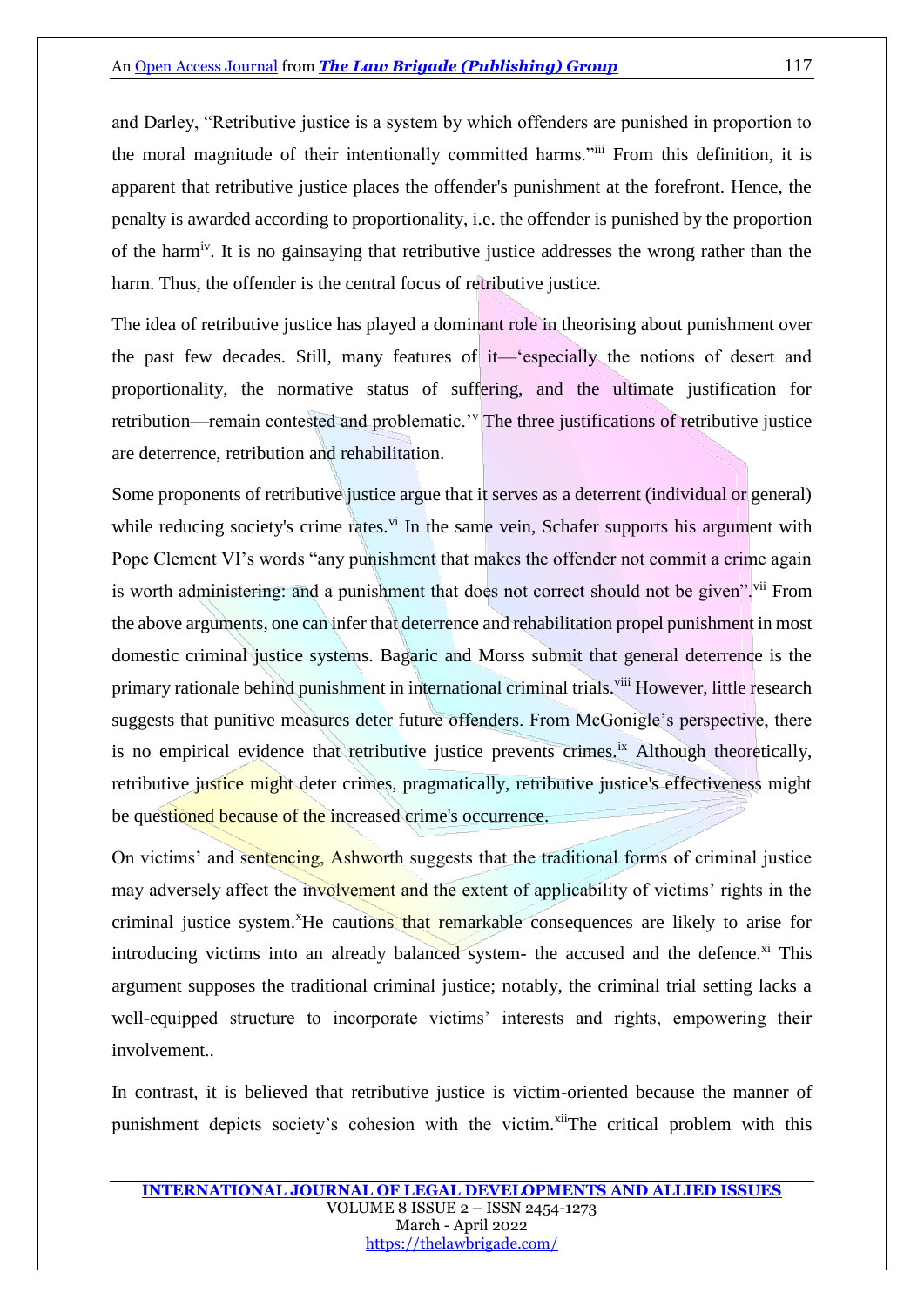and Darley, "Retributive justice is a system by which offenders are punished in proportion to the moral magnitude of their intentionally committed harms."[iii] From this definition, it is apparent that retributive justice places the offender's punishment at the forefront. Hence, the penalty is awarded according to proportionality, i.e. the offender is punished by the proportion of the harm[iv]. It is no gainsaying that retributive justice addresses the wrong rather than the harm. Thus, the offender is the central focus of retributive justice.

The idea of retributive justice has played a dominant role in theorising about punishment over the past few decades. Still, many features of it—'especially the notions of desert and proportionality, the normative status of suffering, and the ultimate justification for retribution—remain contested and problematic.'[v] The three justifications of retributive justice are deterrence, retribution and rehabilitation.

Some proponents of retributive justice argue that it serves as a deterrent (individual or general) while reducing society's crime rates.[vi] In the same vein, Schafer supports his argument with Pope Clement VI's words "any punishment that makes the offender not commit a crime again is worth administering: and a punishment that does not correct should not be given".[vii] From the above arguments, one can infer that deterrence and rehabilitation propel punishment in most domestic criminal justice systems. Bagaric and Morss submit that general deterrence is the primary rationale behind punishment in international criminal trials.[viii] However, little research suggests that punitive measures deter future offenders. From McGonigle's perspective, there is no empirical evidence that retributive justice prevents crimes.[ix] Although theoretically, retributive justice might deter crimes, pragmatically, retributive justice's effectiveness might be questioned because of the increased crime's occurrence.

On victims' and sentencing, Ashworth suggests that the traditional forms of criminal justice may adversely affect the involvement and the extent of applicability of victims' rights in the criminal justice system.[x] He cautions that remarkable consequences are likely to arise for introducing victims into an already balanced system- the accused and the defence.[xi] This argument supposes the traditional criminal justice; notably, the criminal trial setting lacks a well-equipped structure to incorporate victims' interests and rights, empowering their involvement..

In contrast, it is believed that retributive justice is victim-oriented because the manner of punishment depicts society's cohesion with the victim.[xii] The critical problem with this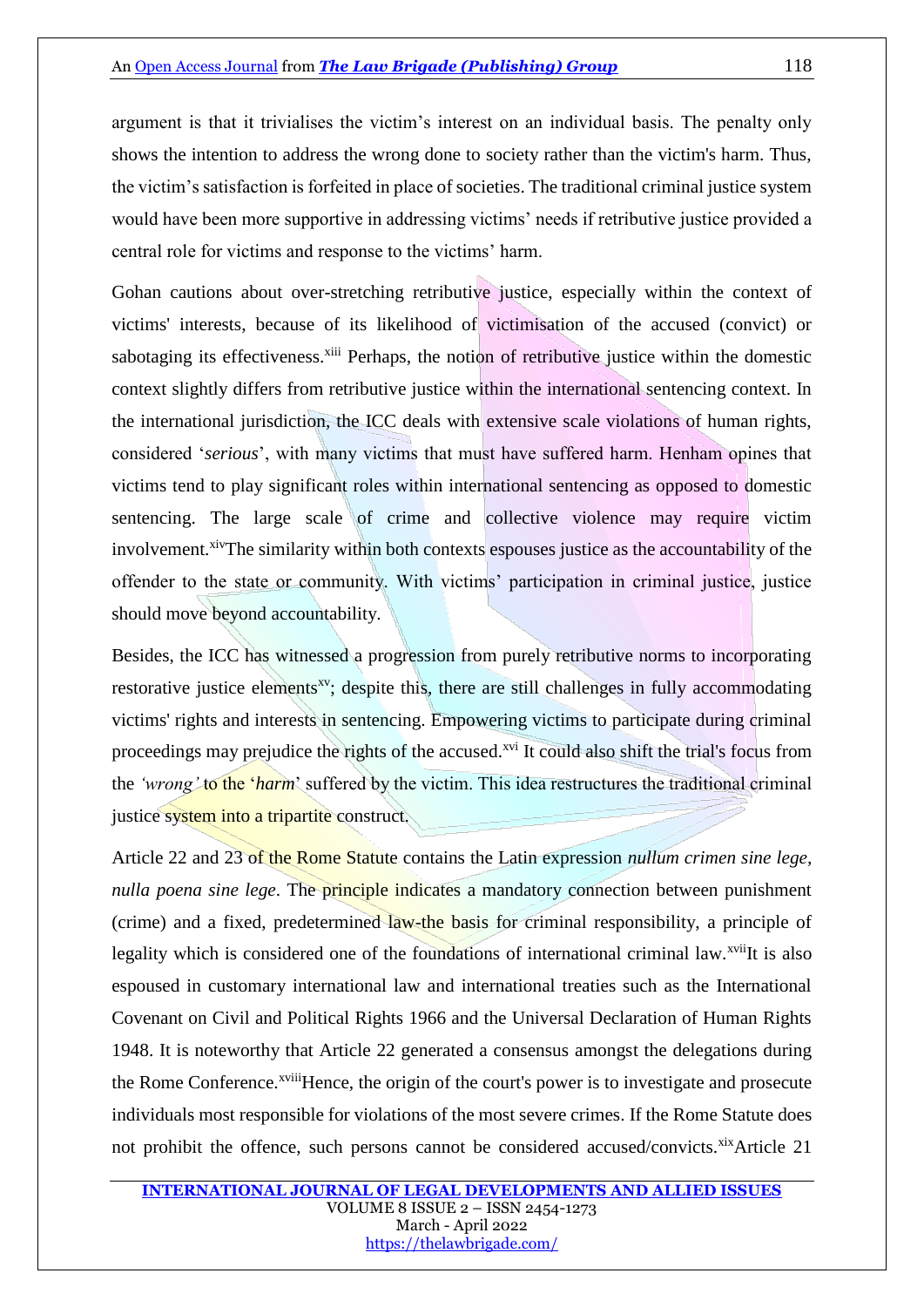argument is that it trivialises the victim's interest on an individual basis. The penalty only shows the intention to address the wrong done to society rather than the victim's harm. Thus, the victim's satisfaction is forfeited in place of societies. The traditional criminal justice system would have been more supportive in addressing victims' needs if retributive justice provided a central role for victims and response to the victims' harm.

Gohan cautions about over-stretching retributive justice, especially within the context of victims' interests, because of its likelihood of victimisation of the accused (convict) or sabotaging its effectiveness.[xiii] Perhaps, the notion of retributive justice within the domestic context slightly differs from retributive justice within the international sentencing context. In the international jurisdiction, the ICC deals with extensive scale violations of human rights, considered '*serious*', with many victims that must have suffered harm. Henham opines that victims tend to play significant roles within international sentencing as opposed to domestic sentencing. The large scale of crime and collective violence may require victim involvement.[xiv]The similarity within both contexts espouses justice as the accountability of the offender to the state or community. With victims' participation in criminal justice, justice should move beyond accountability.

Besides, the ICC has witnessed a progression from purely retributive norms to incorporating restorative justice elements[xv]; despite this, there are still challenges in fully accommodating victims' rights and interests in sentencing. Empowering victims to participate during criminal proceedings may prejudice the rights of the accused.[xvi] It could also shift the trial's focus from the *'wrong'* to the '*harm*' suffered by the victim. This idea restructures the traditional criminal justice system into a tripartite construct.

Article 22 and 23 of the Rome Statute contains the Latin expression *nullum crimen sine lege, nulla poena sine lege*. The principle indicates a mandatory connection between punishment (crime) and a fixed, predetermined law-the basis for criminal responsibility, a principle of legality which is considered one of the foundations of international criminal law.[xvii]It is also espoused in customary international law and international treaties such as the International Covenant on Civil and Political Rights 1966 and the Universal Declaration of Human Rights 1948. It is noteworthy that Article 22 generated a consensus amongst the delegations during the Rome Conference.[xviii]Hence, the origin of the court's power is to investigate and prosecute individuals most responsible for violations of the most severe crimes. If the Rome Statute does not prohibit the offence, such persons cannot be considered accused/convicts.[xix]Article 21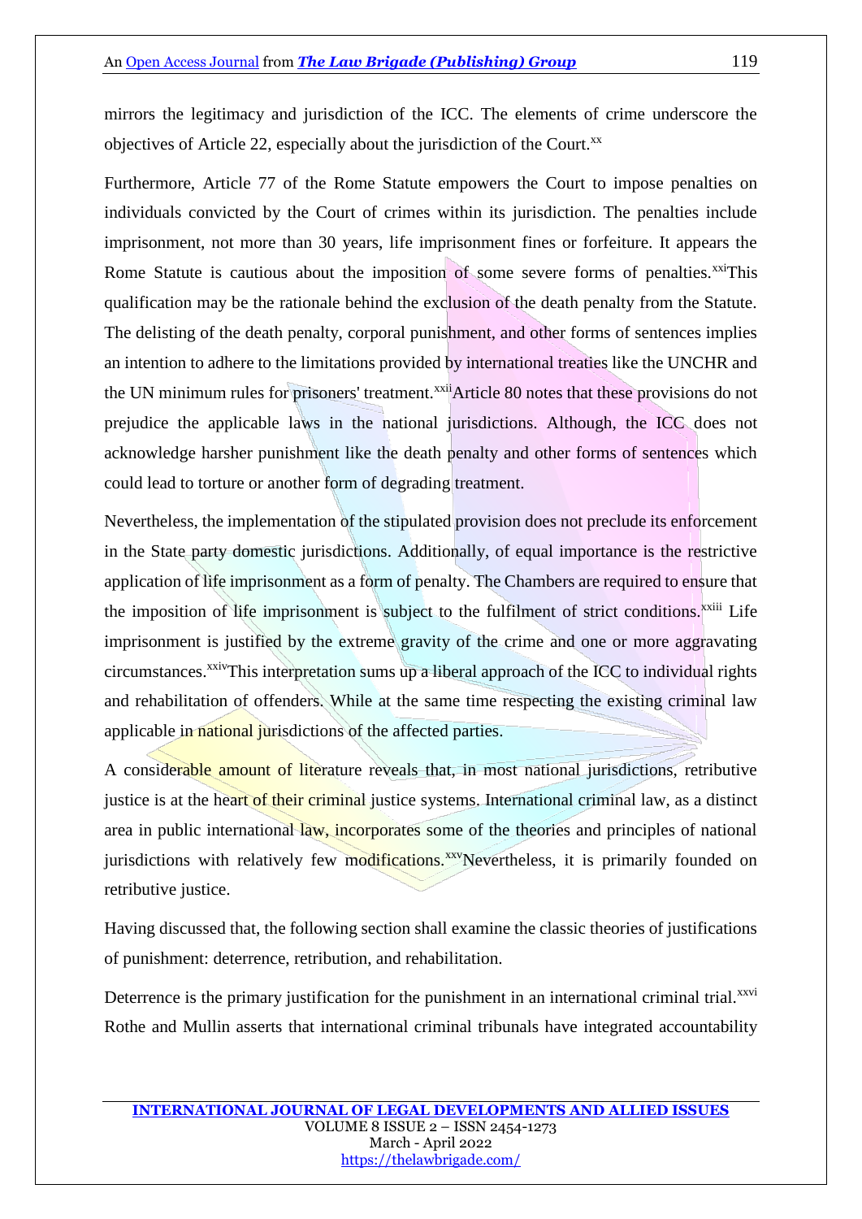mirrors the legitimacy and jurisdiction of the ICC. The elements of crime underscore the objectives of Article 22, especially about the jurisdiction of the Court.[xx]

Furthermore, Article 77 of the Rome Statute empowers the Court to impose penalties on individuals convicted by the Court of crimes within its jurisdiction. The penalties include imprisonment, not more than 30 years, life imprisonment fines or forfeiture. It appears the Rome Statute is cautious about the imposition of some severe forms of penalties.[xxi]This qualification may be the rationale behind the exclusion of the death penalty from the Statute. The delisting of the death penalty, corporal punishment, and other forms of sentences implies an intention to adhere to the limitations provided by international treaties like the UNCHR and the UN minimum rules for prisoners' treatment.[xxii]Article 80 notes that these provisions do not prejudice the applicable laws in the national jurisdictions. Although, the ICC does not acknowledge harsher punishment like the death penalty and other forms of sentences which could lead to torture or another form of degrading treatment.

Nevertheless, the implementation of the stipulated provision does not preclude its enforcement in the State party domestic jurisdictions. Additionally, of equal importance is the restrictive application of life imprisonment as a form of penalty. The Chambers are required to ensure that the imposition of life imprisonment is subject to the fulfilment of strict conditions.[xxiii] Life imprisonment is justified by the extreme gravity of the crime and one or more aggravating circumstances.[xxiv]This interpretation sums up a liberal approach of the ICC to individual rights and rehabilitation of offenders. While at the same time respecting the existing criminal law applicable in national jurisdictions of the affected parties.

A considerable amount of literature reveals that, in most national jurisdictions, retributive justice is at the heart of their criminal justice systems. International criminal law, as a distinct area in public international law, incorporates some of the theories and principles of national jurisdictions with relatively few modifications.[xxv]Nevertheless, it is primarily founded on retributive justice.

Having discussed that, the following section shall examine the classic theories of justifications of punishment: deterrence, retribution, and rehabilitation.

Deterrence is the primary justification for the punishment in an international criminal trial.[xxvi] Rothe and Mullin asserts that international criminal tribunals have integrated accountability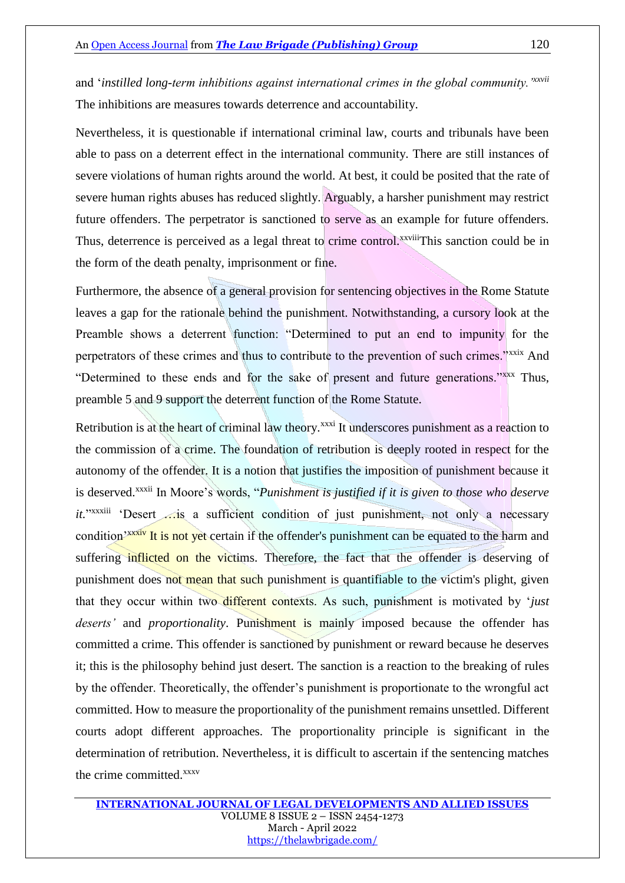and '*instilled long-term inhibitions against international crimes in the global community.*'[xxvii] The inhibitions are measures towards deterrence and accountability.

Nevertheless, it is questionable if international criminal law, courts and tribunals have been able to pass on a deterrent effect in the international community. There are still instances of severe violations of human rights around the world. At best, it could be posited that the rate of severe human rights abuses has reduced slightly. Arguably, a harsher punishment may restrict future offenders. The perpetrator is sanctioned to serve as an example for future offenders. Thus, deterrence is perceived as a legal threat to crime control.[xxviii]This sanction could be in the form of the death penalty, imprisonment or fine.

Furthermore, the absence of a general provision for sentencing objectives in the Rome Statute leaves a gap for the rationale behind the punishment. Notwithstanding, a cursory look at the Preamble shows a deterrent function: "Determined to put an end to impunity for the perpetrators of these crimes and thus to contribute to the prevention of such crimes."[xxix] And "Determined to these ends and for the sake of present and future generations."[xxx] Thus, preamble 5 and 9 support the deterrent function of the Rome Statute.

Retribution is at the heart of criminal law theory.[xxxi] It underscores punishment as a reaction to the commission of a crime. The foundation of retribution is deeply rooted in respect for the autonomy of the offender. It is a notion that justifies the imposition of punishment because it is deserved.[xxxii] In Moore's words, "*Punishment is justified if it is given to those who deserve it.*"[xxxiii] 'Desert …is a sufficient condition of just punishment, not only a necessary condition'[xxxiv] It is not yet certain if the offender's punishment can be equated to the harm and suffering inflicted on the victims. Therefore, the fact that the offender is deserving of punishment does not mean that such punishment is quantifiable to the victim's plight, given that they occur within two different contexts. As such, punishment is motivated by '*just deserts'* and *proportionality*. Punishment is mainly imposed because the offender has committed a crime. This offender is sanctioned by punishment or reward because he deserves it; this is the philosophy behind just desert. The sanction is a reaction to the breaking of rules by the offender. Theoretically, the offender's punishment is proportionate to the wrongful act committed. How to measure the proportionality of the punishment remains unsettled. Different courts adopt different approaches. The proportionality principle is significant in the determination of retribution. Nevertheless, it is difficult to ascertain if the sentencing matches the crime committed.[xxxv]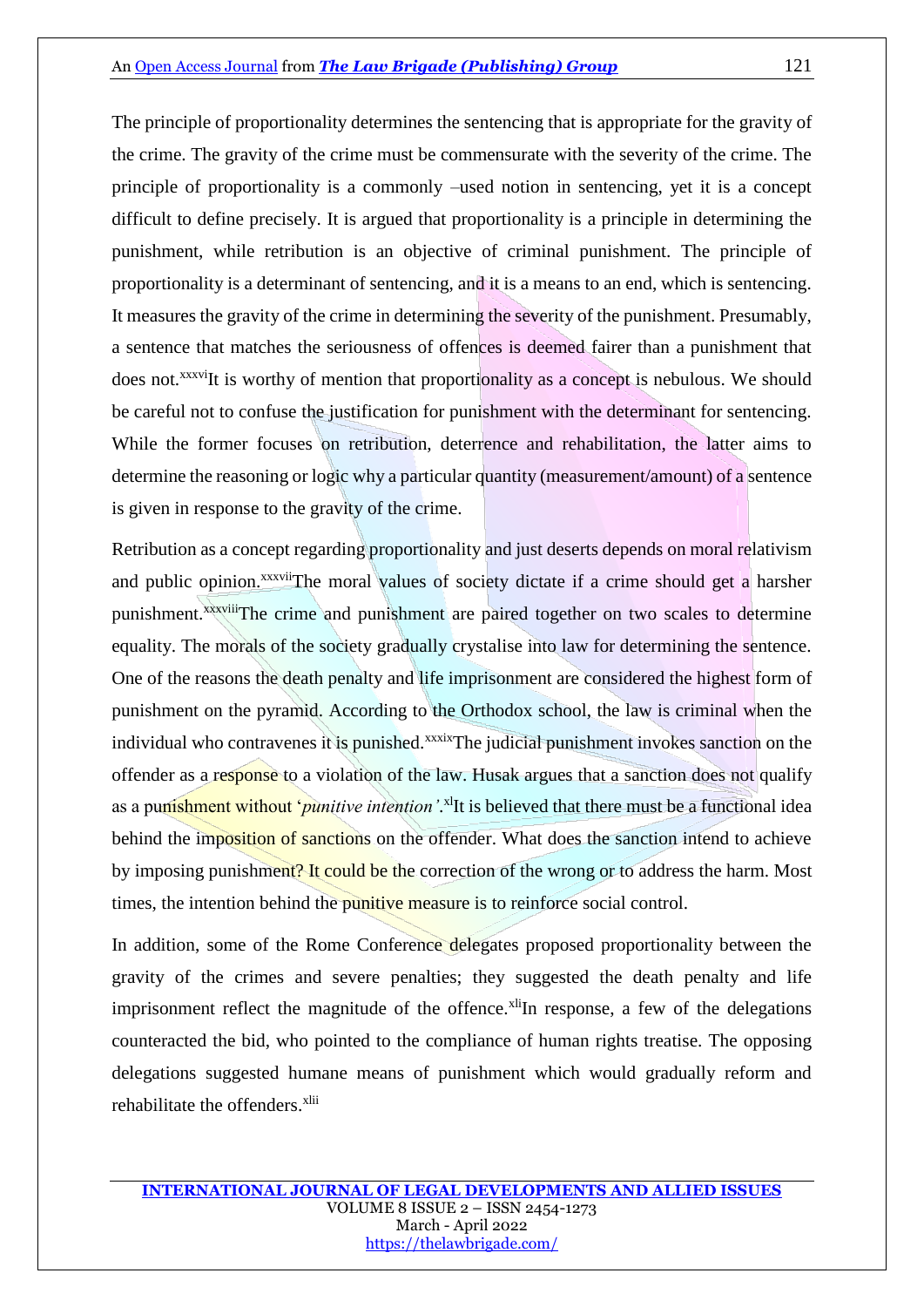The principle of proportionality determines the sentencing that is appropriate for the gravity of the crime. The gravity of the crime must be commensurate with the severity of the crime. The principle of proportionality is a commonly –used notion in sentencing, yet it is a concept difficult to define precisely. It is argued that proportionality is a principle in determining the punishment, while retribution is an objective of criminal punishment. The principle of proportionality is a determinant of sentencing, and it is a means to an end, which is sentencing. It measures the gravity of the crime in determining the severity of the punishment. Presumably, a sentence that matches the seriousness of offences is deemed fairer than a punishment that does not.[xxxvi]It is worthy of mention that proportionality as a concept is nebulous. We should be careful not to confuse the justification for punishment with the determinant for sentencing. While the former focuses on retribution, deterrence and rehabilitation, the latter aims to determine the reasoning or logic why a particular quantity (measurement/amount) of a sentence is given in response to the gravity of the crime.

Retribution as a concept regarding proportionality and just deserts depends on moral relativism and public opinion.[xxxvii]The moral values of society dictate if a crime should get a harsher punishment.[xxxviii]The crime and punishment are paired together on two scales to determine equality. The morals of the society gradually crystalise into law for determining the sentence. One of the reasons the death penalty and life imprisonment are considered the highest form of punishment on the pyramid. According to the Orthodox school, the law is criminal when the individual who contravenes it is punished.[xxxix]The judicial punishment invokes sanction on the offender as a response to a violation of the law. Husak argues that a sanction does not qualify as a punishment without '*punitive intention'*.[xl]It is believed that there must be a functional idea behind the imposition of sanctions on the offender. What does the sanction intend to achieve by imposing punishment? It could be the correction of the wrong or to address the harm. Most times, the intention behind the punitive measure is to reinforce social control.

In addition, some of the Rome Conference delegates proposed proportionality between the gravity of the crimes and severe penalties; they suggested the death penalty and life imprisonment reflect the magnitude of the offence.[xli]In response, a few of the delegations counteracted the bid, who pointed to the compliance of human rights treatise. The opposing delegations suggested humane means of punishment which would gradually reform and rehabilitate the offenders.[xlii]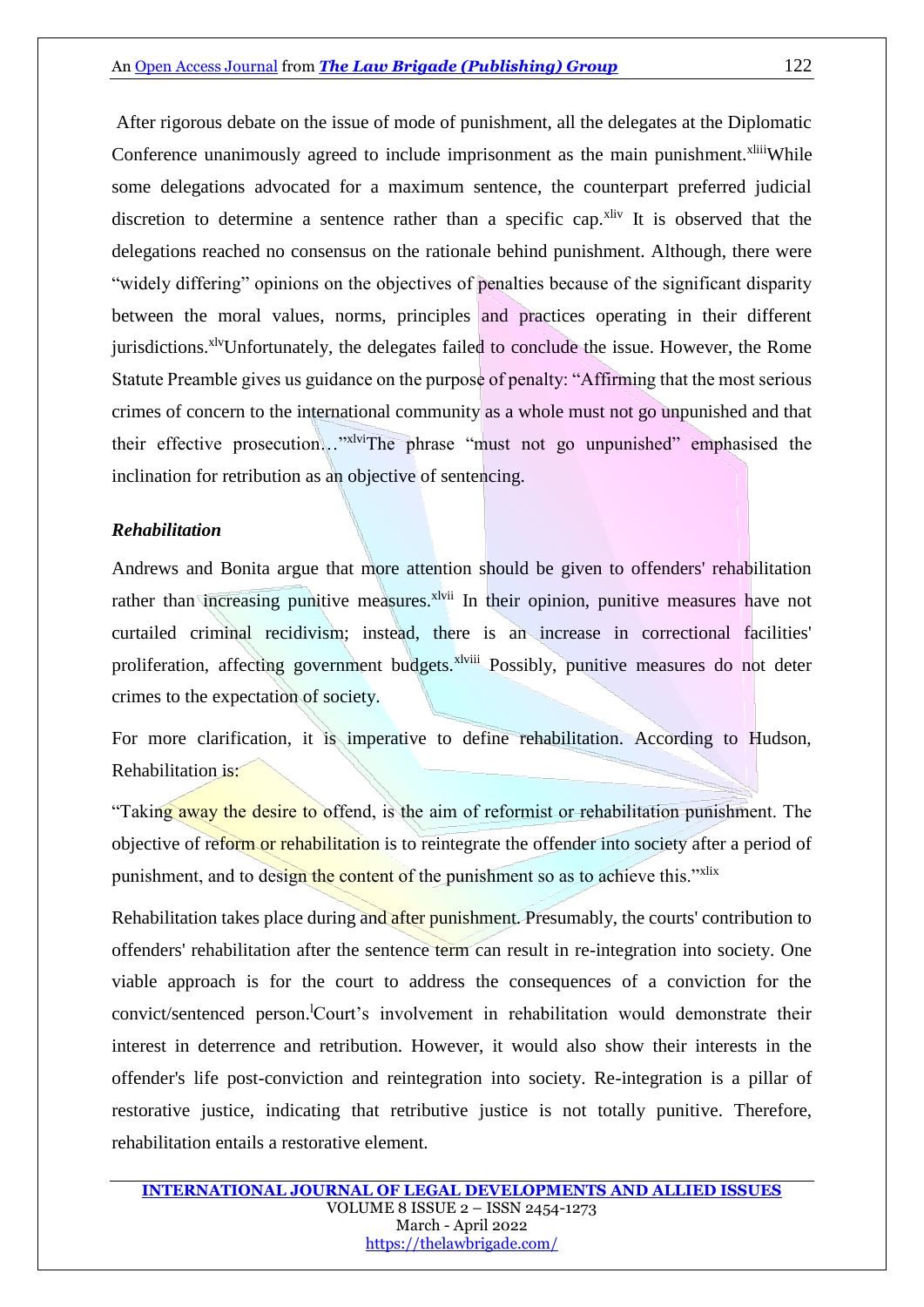After rigorous debate on the issue of mode of punishment, all the delegates at the Diplomatic Conference unanimously agreed to include imprisonment as the main punishment.[xliii] While some delegations advocated for a maximum sentence, the counterpart preferred judicial discretion to determine a sentence rather than a specific cap.[xliv] It is observed that the delegations reached no consensus on the rationale behind punishment. Although, there were "widely differing" opinions on the objectives of penalties because of the significant disparity between the moral values, norms, principles and practices operating in their different jurisdictions.[xlv] Unfortunately, the delegates failed to conclude the issue. However, the Rome Statute Preamble gives us guidance on the purpose of penalty: "Affirming that the most serious crimes of concern to the international community as a whole must not go unpunished and that their effective prosecution…"[xlvi] The phrase "must not go unpunished" emphasised the inclination for retribution as an objective of sentencing.

***Rehabilitation***

Andrews and Bonita argue that more attention should be given to offenders' rehabilitation rather than increasing punitive measures.[xlvii] In their opinion, punitive measures have not curtailed criminal recidivism; instead, there is an increase in correctional facilities' proliferation, affecting government budgets.[xlviii] Possibly, punitive measures do not deter crimes to the expectation of society.

For more clarification, it is imperative to define rehabilitation. According to Hudson, Rehabilitation is:

"Taking away the desire to offend, is the aim of reformist or rehabilitation punishment. The objective of reform or rehabilitation is to reintegrate the offender into society after a period of punishment, and to design the content of the punishment so as to achieve this."[xlix]

Rehabilitation takes place during and after punishment. Presumably, the courts' contribution to offenders' rehabilitation after the sentence term can result in re-integration into society. One viable approach is for the court to address the consequences of a conviction for the convict/sentenced person.[l] Court's involvement in rehabilitation would demonstrate their interest in deterrence and retribution. However, it would also show their interests in the offender's life post-conviction and reintegration into society. Re-integration is a pillar of restorative justice, indicating that retributive justice is not totally punitive. Therefore, rehabilitation entails a restorative element.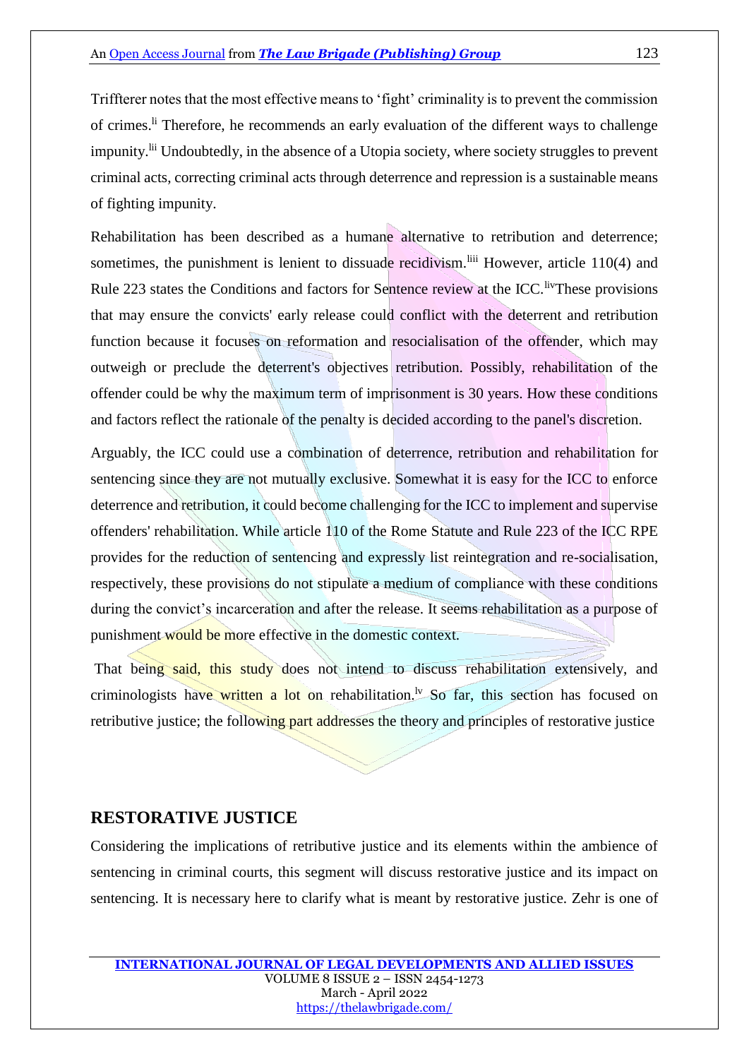Triffterer notes that the most effective means to 'fight' criminality is to prevent the commission of crimes.[li] Therefore, he recommends an early evaluation of the different ways to challenge impunity.[lii] Undoubtedly, in the absence of a Utopia society, where society struggles to prevent criminal acts, correcting criminal acts through deterrence and repression is a sustainable means of fighting impunity.

Rehabilitation has been described as a humane alternative to retribution and deterrence; sometimes, the punishment is lenient to dissuade recidivism.[liii] However, article 110(4) and Rule 223 states the Conditions and factors for Sentence review at the ICC.[liv] These provisions that may ensure the convicts' early release could conflict with the deterrent and retribution function because it focuses on reformation and resocialisation of the offender, which may outweigh or preclude the deterrent's objectives retribution. Possibly, rehabilitation of the offender could be why the maximum term of imprisonment is 30 years. How these conditions and factors reflect the rationale of the penalty is decided according to the panel's discretion.

Arguably, the ICC could use a combination of deterrence, retribution and rehabilitation for sentencing since they are not mutually exclusive. Somewhat it is easy for the ICC to enforce deterrence and retribution, it could become challenging for the ICC to implement and supervise offenders' rehabilitation. While article 110 of the Rome Statute and Rule 223 of the ICC RPE provides for the reduction of sentencing and expressly list reintegration and re-socialisation, respectively, these provisions do not stipulate a medium of compliance with these conditions during the convict's incarceration and after the release. It seems rehabilitation as a purpose of punishment would be more effective in the domestic context.

That being said, this study does not intend to discuss rehabilitation extensively, and criminologists have written a lot on rehabilitation.[lv] So far, this section has focused on retributive justice; the following part addresses the theory and principles of restorative justice

## RESTORATIVE JUSTICE

Considering the implications of retributive justice and its elements within the ambience of sentencing in criminal courts, this segment will discuss restorative justice and its impact on sentencing. It is necessary here to clarify what is meant by restorative justice. Zehr is one of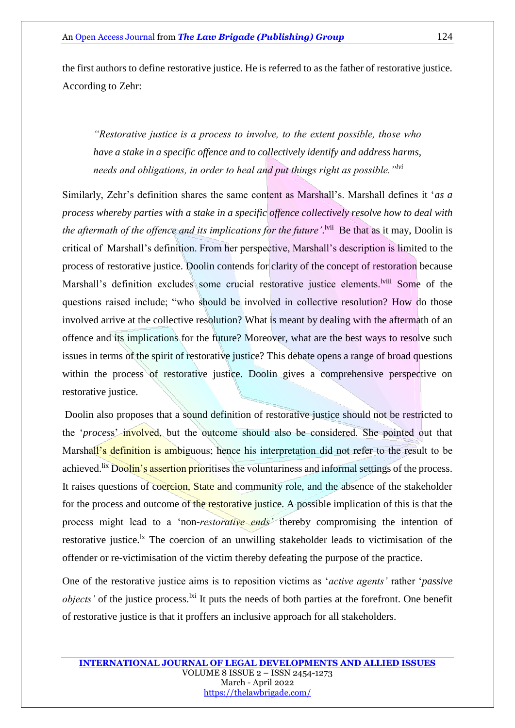the first authors to define restorative justice. He is referred to as the father of restorative justice. According to Zehr:

> *"Restorative justice is a process to involve, to the extent possible, those who have a stake in a specific offence and to collectively identify and address harms, needs and obligations, in order to heal and put things right as possible."*[lvi]

Similarly, Zehr's definition shares the same content as Marshall's. Marshall defines it '*as a process whereby parties with a stake in a specific offence collectively resolve how to deal with the aftermath of the offence and its implications for the future'*.[lvii] Be that as it may, Doolin is critical of Marshall's definition. From her perspective, Marshall's description is limited to the process of restorative justice. Doolin contends for clarity of the concept of restoration because Marshall's definition excludes some crucial restorative justice elements.[lviii] Some of the questions raised include; "who should be involved in collective resolution? How do those involved arrive at the collective resolution? What is meant by dealing with the aftermath of an offence and its implications for the future? Moreover, what are the best ways to resolve such issues in terms of the spirit of restorative justice? This debate opens a range of broad questions within the process of restorative justice. Doolin gives a comprehensive perspective on restorative justice.

Doolin also proposes that a sound definition of restorative justice should not be restricted to the '*process*' involved, but the outcome should also be considered. She pointed out that Marshall's definition is ambiguous; hence his interpretation did not refer to the result to be achieved.[lix] Doolin's assertion prioritises the voluntariness and informal settings of the process. It raises questions of coercion, State and community role, and the absence of the stakeholder for the process and outcome of the restorative justice. A possible implication of this is that the process might lead to a 'non-*restorative ends'* thereby compromising the intention of restorative justice.[lx] The coercion of an unwilling stakeholder leads to victimisation of the offender or re-victimisation of the victim thereby defeating the purpose of the practice.

One of the restorative justice aims is to reposition victims as '*active agents'* rather '*passive objects'* of the justice process.[lxi] It puts the needs of both parties at the forefront. One benefit of restorative justice is that it proffers an inclusive approach for all stakeholders.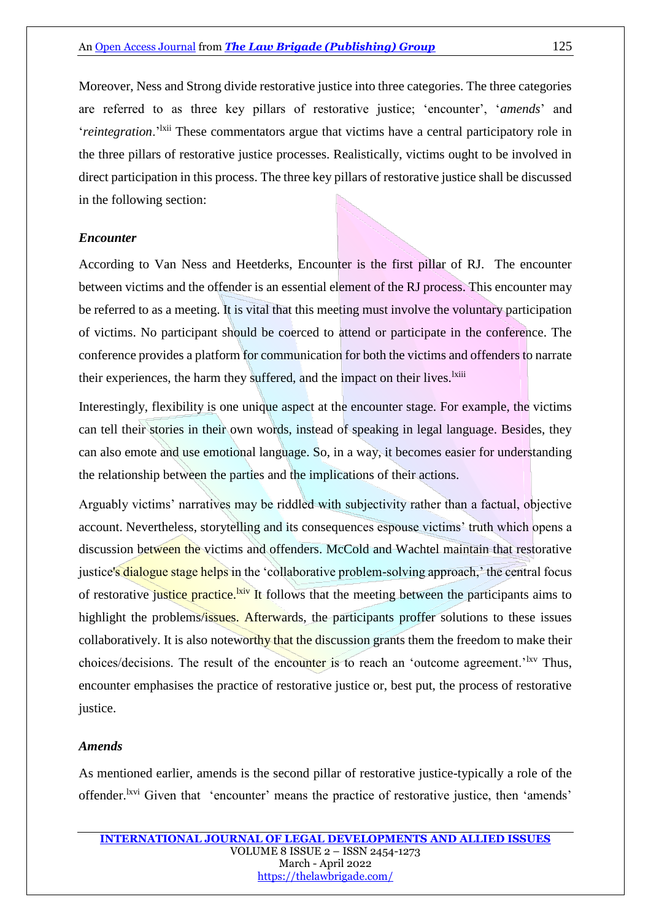Moreover, Ness and Strong divide restorative justice into three categories. The three categories are referred to as three key pillars of restorative justice; 'encounter', '*amends*' and '*reintegration*.'[lxii] These commentators argue that victims have a central participatory role in the three pillars of restorative justice processes. Realistically, victims ought to be involved in direct participation in this process. The three key pillars of restorative justice shall be discussed in the following section:

### *Encounter*

According to Van Ness and Heetderks, Encounter is the first pillar of RJ. The encounter between victims and the offender is an essential element of the RJ process. This encounter may be referred to as a meeting. It is vital that this meeting must involve the voluntary participation of victims. No participant should be coerced to attend or participate in the conference. The conference provides a platform for communication for both the victims and offenders to narrate their experiences, the harm they suffered, and the impact on their lives.[lxiii]

Interestingly, flexibility is one unique aspect at the encounter stage. For example, the victims can tell their stories in their own words, instead of speaking in legal language. Besides, they can also emote and use emotional language. So, in a way, it becomes easier for understanding the relationship between the parties and the implications of their actions.

Arguably victims' narratives may be riddled with subjectivity rather than a factual, objective account. Nevertheless, storytelling and its consequences espouse victims' truth which opens a discussion between the victims and offenders. McCold and Wachtel maintain that restorative justice's dialogue stage helps in the 'collaborative problem-solving approach,' the central focus of restorative justice practice.[lxiv] It follows that the meeting between the participants aims to highlight the problems/issues. Afterwards, the participants proffer solutions to these issues collaboratively. It is also noteworthy that the discussion grants them the freedom to make their choices/decisions. The result of the encounter is to reach an 'outcome agreement.'[lxv] Thus, encounter emphasises the practice of restorative justice or, best put, the process of restorative justice.

### *Amends*

As mentioned earlier, amends is the second pillar of restorative justice-typically a role of the offender.[lxvi] Given that 'encounter' means the practice of restorative justice, then 'amends'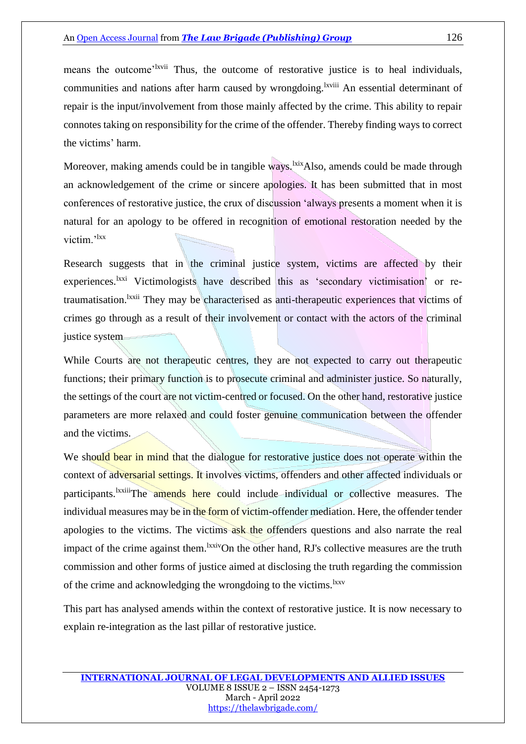means the outcome'[lxvii] Thus, the outcome of restorative justice is to heal individuals, communities and nations after harm caused by wrongdoing.[lxviii] An essential determinant of repair is the input/involvement from those mainly affected by the crime. This ability to repair connotes taking on responsibility for the crime of the offender. Thereby finding ways to correct the victims' harm.

Moreover, making amends could be in tangible ways.[lxix]Also, amends could be made through an acknowledgement of the crime or sincere apologies. It has been submitted that in most conferences of restorative justice, the crux of discussion 'always presents a moment when it is natural for an apology to be offered in recognition of emotional restoration needed by the victim.'[lxx]

Research suggests that in the criminal justice system, victims are affected by their experiences.[lxxi] Victimologists have described this as 'secondary victimisation' or re-traumatisation.[lxxii] They may be characterised as anti-therapeutic experiences that victims of crimes go through as a result of their involvement or contact with the actors of the criminal justice system

While Courts are not therapeutic centres, they are not expected to carry out therapeutic functions; their primary function is to prosecute criminal and administer justice. So naturally, the settings of the court are not victim-centred or focused. On the other hand, restorative justice parameters are more relaxed and could foster genuine communication between the offender and the victims.

We should bear in mind that the dialogue for restorative justice does not operate within the context of adversarial settings. It involves victims, offenders and other affected individuals or participants.[lxxiii]The amends here could include individual or collective measures. The individual measures may be in the form of victim-offender mediation. Here, the offender tender apologies to the victims. The victims ask the offenders questions and also narrate the real impact of the crime against them.[lxxiv]On the other hand, RJ's collective measures are the truth commission and other forms of justice aimed at disclosing the truth regarding the commission of the crime and acknowledging the wrongdoing to the victims.[lxxv]

This part has analysed amends within the context of restorative justice. It is now necessary to explain re-integration as the last pillar of restorative justice.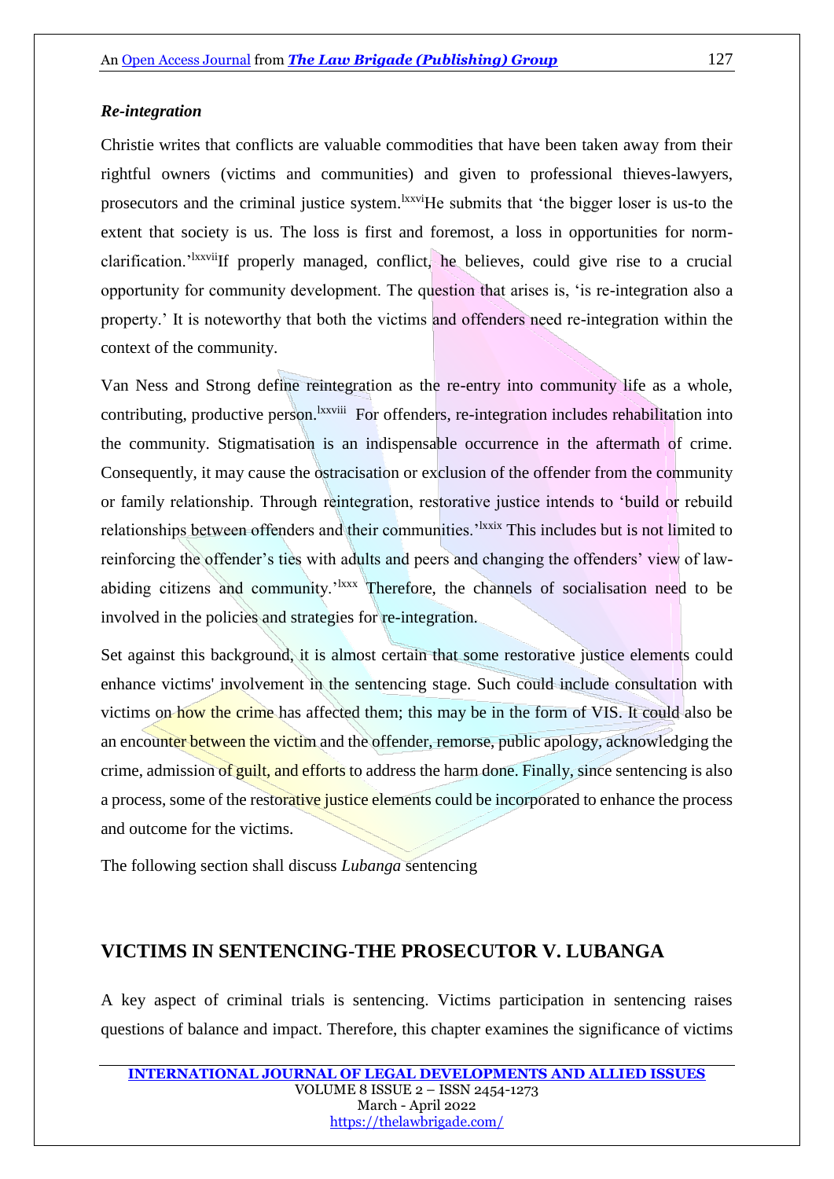### *Re-integration*

Christie writes that conflicts are valuable commodities that have been taken away from their rightful owners (victims and communities) and given to professional thieves-lawyers, prosecutors and the criminal justice system.[lxxvi]He submits that 'the bigger loser is us-to the extent that society is us. The loss is first and foremost, a loss in opportunities for norm-clarification.'[lxxvii]If properly managed, conflict, he believes, could give rise to a crucial opportunity for community development. The question that arises is, 'is re-integration also a property.' It is noteworthy that both the victims and offenders need re-integration within the context of the community.

Van Ness and Strong define reintegration as the re-entry into community life as a whole, contributing, productive person.[lxxviii] For offenders, re-integration includes rehabilitation into the community. Stigmatisation is an indispensable occurrence in the aftermath of crime. Consequently, it may cause the ostracisation or exclusion of the offender from the community or family relationship. Through reintegration, restorative justice intends to 'build or rebuild relationships between offenders and their communities.'[lxxix] This includes but is not limited to reinforcing the offender's ties with adults and peers and changing the offenders' view of law-abiding citizens and community.'[lxxx] Therefore, the channels of socialisation need to be involved in the policies and strategies for re-integration.

Set against this background, it is almost certain that some restorative justice elements could enhance victims' involvement in the sentencing stage. Such could include consultation with victims on how the crime has affected them; this may be in the form of VIS. It could also be an encounter between the victim and the offender, remorse, public apology, acknowledging the crime, admission of guilt, and efforts to address the harm done. Finally, since sentencing is also a process, some of the restorative justice elements could be incorporated to enhance the process and outcome for the victims.

The following section shall discuss *Lubanga* sentencing

## VICTIMS IN SENTENCING-THE PROSECUTOR V. LUBANGA

A key aspect of criminal trials is sentencing. Victims participation in sentencing raises questions of balance and impact. Therefore, this chapter examines the significance of victims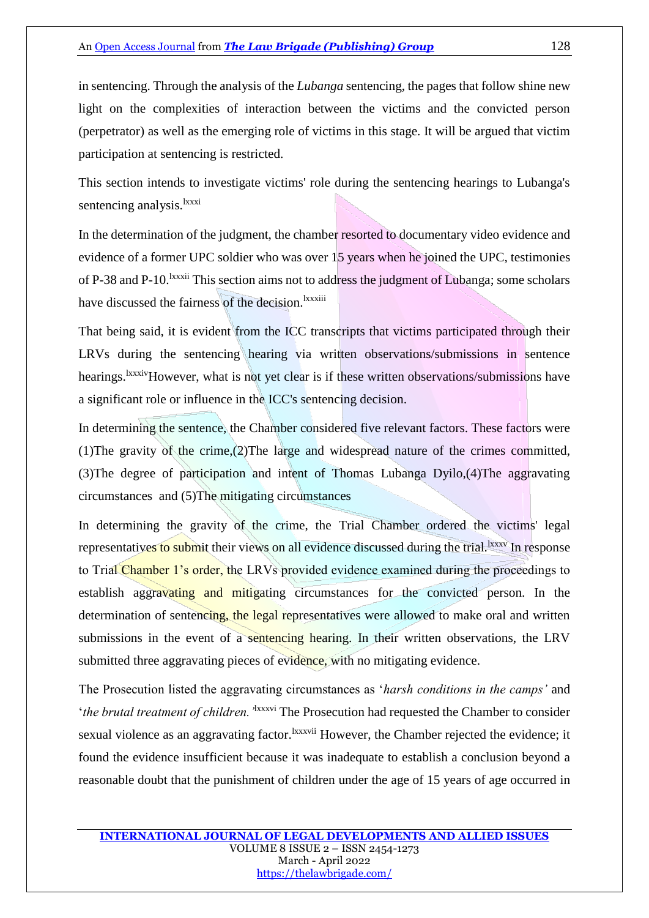in sentencing. Through the analysis of the *Lubanga* sentencing, the pages that follow shine new light on the complexities of interaction between the victims and the convicted person (perpetrator) as well as the emerging role of victims in this stage. It will be argued that victim participation at sentencing is restricted.

This section intends to investigate victims' role during the sentencing hearings to Lubanga's sentencing analysis.[lxxxi]

In the determination of the judgment, the chamber resorted to documentary video evidence and evidence of a former UPC soldier who was over 15 years when he joined the UPC, testimonies of P-38 and P-10.[lxxxii] This section aims not to address the judgment of Lubanga; some scholars have discussed the fairness of the decision.[lxxxiii]

That being said, it is evident from the ICC transcripts that victims participated through their LRVs during the sentencing hearing via written observations/submissions in sentence hearings.[lxxxiv]However, what is not yet clear is if these written observations/submissions have a significant role or influence in the ICC's sentencing decision.

In determining the sentence, the Chamber considered five relevant factors. These factors were (1)The gravity of the crime,(2)The large and widespread nature of the crimes committed, (3)The degree of participation and intent of Thomas Lubanga Dyilo,(4)The aggravating circumstances and (5)The mitigating circumstances

In determining the gravity of the crime, the Trial Chamber ordered the victims' legal representatives to submit their views on all evidence discussed during the trial.[lxxxv] In response to Trial Chamber 1's order, the LRVs provided evidence examined during the proceedings to establish aggravating and mitigating circumstances for the convicted person. In the determination of sentencing, the legal representatives were allowed to make oral and written submissions in the event of a sentencing hearing. In their written observations, the LRV submitted three aggravating pieces of evidence, with no mitigating evidence.

The Prosecution listed the aggravating circumstances as '*harsh conditions in the camps'* and '*the brutal treatment of children.* '[lxxxvi] The Prosecution had requested the Chamber to consider sexual violence as an aggravating factor.[lxxxvii] However, the Chamber rejected the evidence; it found the evidence insufficient because it was inadequate to establish a conclusion beyond a reasonable doubt that the punishment of children under the age of 15 years of age occurred in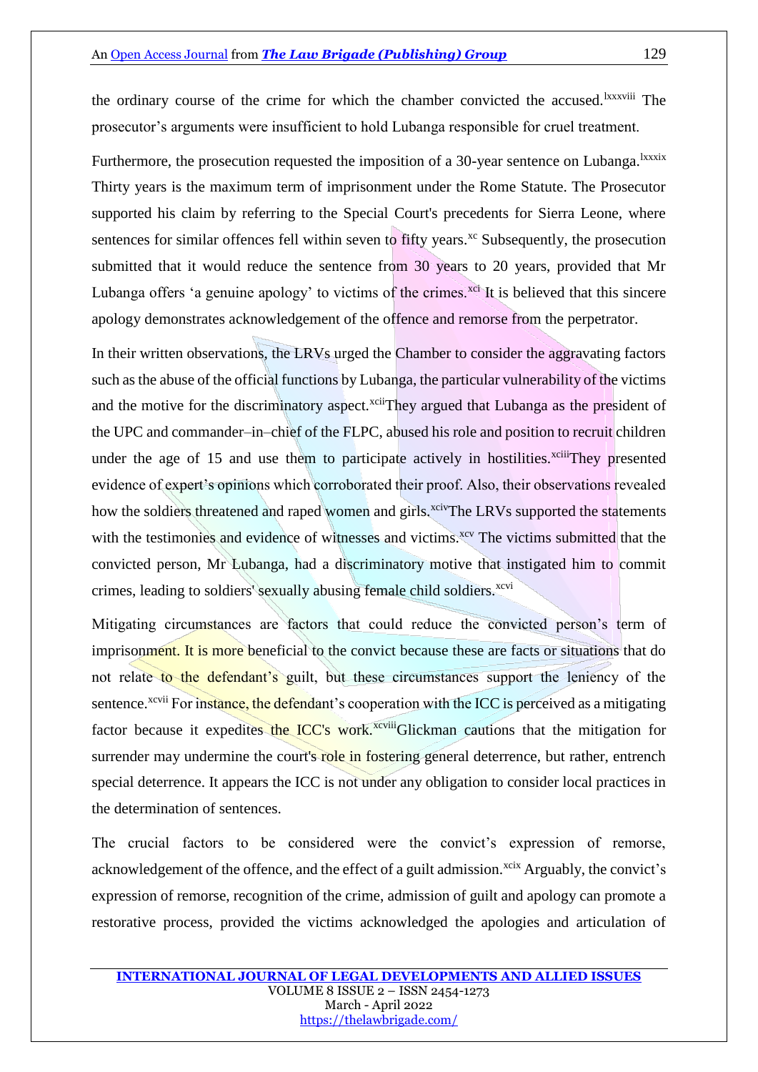the ordinary course of the crime for which the chamber convicted the accused.[lxxxviii] The prosecutor's arguments were insufficient to hold Lubanga responsible for cruel treatment.

Furthermore, the prosecution requested the imposition of a 30-year sentence on Lubanga.[lxxxix] Thirty years is the maximum term of imprisonment under the Rome Statute. The Prosecutor supported his claim by referring to the Special Court's precedents for Sierra Leone, where sentences for similar offences fell within seven to fifty years.[xc] Subsequently, the prosecution submitted that it would reduce the sentence from 30 years to 20 years, provided that Mr Lubanga offers 'a genuine apology' to victims of the crimes.[xci] It is believed that this sincere apology demonstrates acknowledgement of the offence and remorse from the perpetrator.

In their written observations, the LRVs urged the Chamber to consider the aggravating factors such as the abuse of the official functions by Lubanga, the particular vulnerability of the victims and the motive for the discriminatory aspect.[xcii]They argued that Lubanga as the president of the UPC and commander–in–chief of the FLPC, abused his role and position to recruit children under the age of 15 and use them to participate actively in hostilities.[xciii]They presented evidence of expert's opinions which corroborated their proof. Also, their observations revealed how the soldiers threatened and raped women and girls.[xciv]The LRVs supported the statements with the testimonies and evidence of witnesses and victims.[xcv] The victims submitted that the convicted person, Mr Lubanga, had a discriminatory motive that instigated him to commit crimes, leading to soldiers' sexually abusing female child soldiers.[xcvi]

Mitigating circumstances are factors that could reduce the convicted person's term of imprisonment. It is more beneficial to the convict because these are facts or situations that do not relate to the defendant's guilt, but these circumstances support the leniency of the sentence.[xcvii] For instance, the defendant's cooperation with the ICC is perceived as a mitigating factor because it expedites the ICC's work.[xcviii]Glickman cautions that the mitigation for surrender may undermine the court's role in fostering general deterrence, but rather, entrench special deterrence. It appears the ICC is not under any obligation to consider local practices in the determination of sentences.

The crucial factors to be considered were the convict's expression of remorse, acknowledgement of the offence, and the effect of a guilt admission.[xcix] Arguably, the convict's expression of remorse, recognition of the crime, admission of guilt and apology can promote a restorative process, provided the victims acknowledged the apologies and articulation of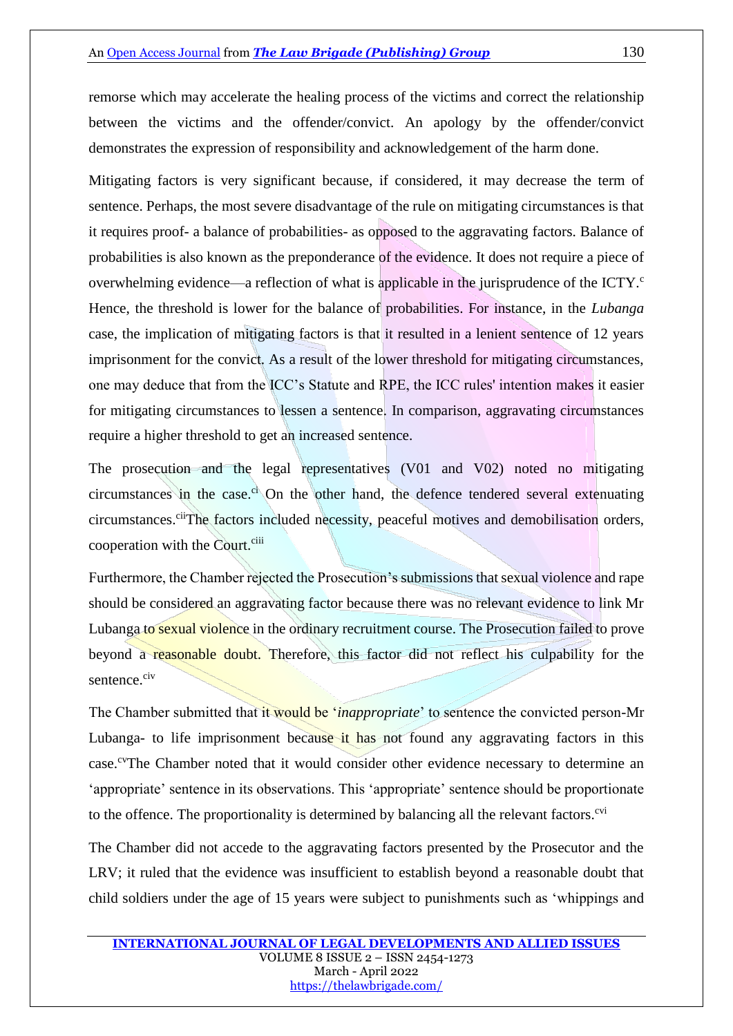remorse which may accelerate the healing process of the victims and correct the relationship between the victims and the offender/convict. An apology by the offender/convict demonstrates the expression of responsibility and acknowledgement of the harm done.

Mitigating factors is very significant because, if considered, it may decrease the term of sentence. Perhaps, the most severe disadvantage of the rule on mitigating circumstances is that it requires proof- a balance of probabilities- as opposed to the aggravating factors. Balance of probabilities is also known as the preponderance of the evidence. It does not require a piece of overwhelming evidence—a reflection of what is applicable in the jurisprudence of the ICTY.[c] Hence, the threshold is lower for the balance of probabilities. For instance, in the *Lubanga* case, the implication of mitigating factors is that it resulted in a lenient sentence of 12 years imprisonment for the convict. As a result of the lower threshold for mitigating circumstances, one may deduce that from the ICC's Statute and RPE, the ICC rules' intention makes it easier for mitigating circumstances to lessen a sentence. In comparison, aggravating circumstances require a higher threshold to get an increased sentence.

The prosecution and the legal representatives (V01 and V02) noted no mitigating circumstances in the case.[ci] On the other hand, the defence tendered several extenuating circumstances.[cii]The factors included necessity, peaceful motives and demobilisation orders, cooperation with the Court.[ciii]

Furthermore, the Chamber rejected the Prosecution's submissions that sexual violence and rape should be considered an aggravating factor because there was no relevant evidence to link Mr Lubanga to sexual violence in the ordinary recruitment course. The Prosecution failed to prove beyond a reasonable doubt. Therefore, this factor did not reflect his culpability for the sentence.[civ]

The Chamber submitted that it would be '*inappropriate*' to sentence the convicted person-Mr Lubanga- to life imprisonment because it has not found any aggravating factors in this case.[cv]The Chamber noted that it would consider other evidence necessary to determine an 'appropriate' sentence in its observations. This 'appropriate' sentence should be proportionate to the offence. The proportionality is determined by balancing all the relevant factors.[cvi]

The Chamber did not accede to the aggravating factors presented by the Prosecutor and the LRV; it ruled that the evidence was insufficient to establish beyond a reasonable doubt that child soldiers under the age of 15 years were subject to punishments such as 'whippings and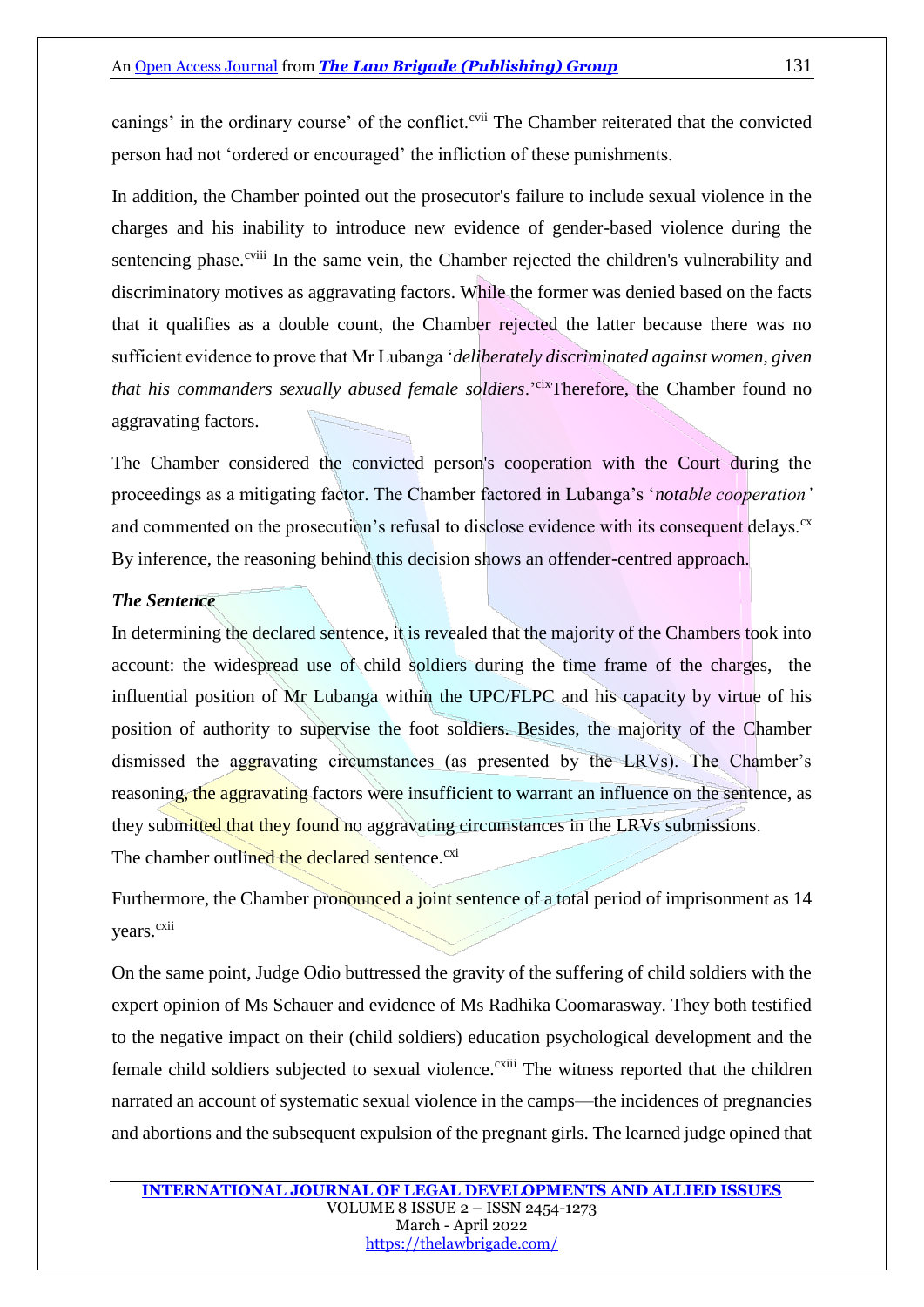canings' in the ordinary course' of the conflict.[cvii] The Chamber reiterated that the convicted person had not 'ordered or encouraged' the infliction of these punishments.

In addition, the Chamber pointed out the prosecutor's failure to include sexual violence in the charges and his inability to introduce new evidence of gender-based violence during the sentencing phase.[cviii] In the same vein, the Chamber rejected the children's vulnerability and discriminatory motives as aggravating factors. While the former was denied based on the facts that it qualifies as a double count, the Chamber rejected the latter because there was no sufficient evidence to prove that Mr Lubanga '*deliberately discriminated against women, given that his commanders sexually abused female soldiers*.'[cix]Therefore, the Chamber found no aggravating factors.

The Chamber considered the convicted person's cooperation with the Court during the proceedings as a mitigating factor. The Chamber factored in Lubanga's '*notable cooperation'* and commented on the prosecution's refusal to disclose evidence with its consequent delays.[cx] By inference, the reasoning behind this decision shows an offender-centred approach.

***The Sentence***

In determining the declared sentence, it is revealed that the majority of the Chambers took into account: the widespread use of child soldiers during the time frame of the charges, the influential position of Mr Lubanga within the UPC/FLPC and his capacity by virtue of his position of authority to supervise the foot soldiers. Besides, the majority of the Chamber dismissed the aggravating circumstances (as presented by the LRVs). The Chamber's reasoning, the aggravating factors were insufficient to warrant an influence on the sentence, as they submitted that they found no aggravating circumstances in the LRVs submissions. The chamber outlined the declared sentence.[cxi]

Furthermore, the Chamber pronounced a joint sentence of a total period of imprisonment as 14 years.[cxii]

On the same point, Judge Odio buttressed the gravity of the suffering of child soldiers with the expert opinion of Ms Schauer and evidence of Ms Radhika Coomarasway. They both testified to the negative impact on their (child soldiers) education psychological development and the female child soldiers subjected to sexual violence.[cxiii] The witness reported that the children narrated an account of systematic sexual violence in the camps—the incidences of pregnancies and abortions and the subsequent expulsion of the pregnant girls. The learned judge opined that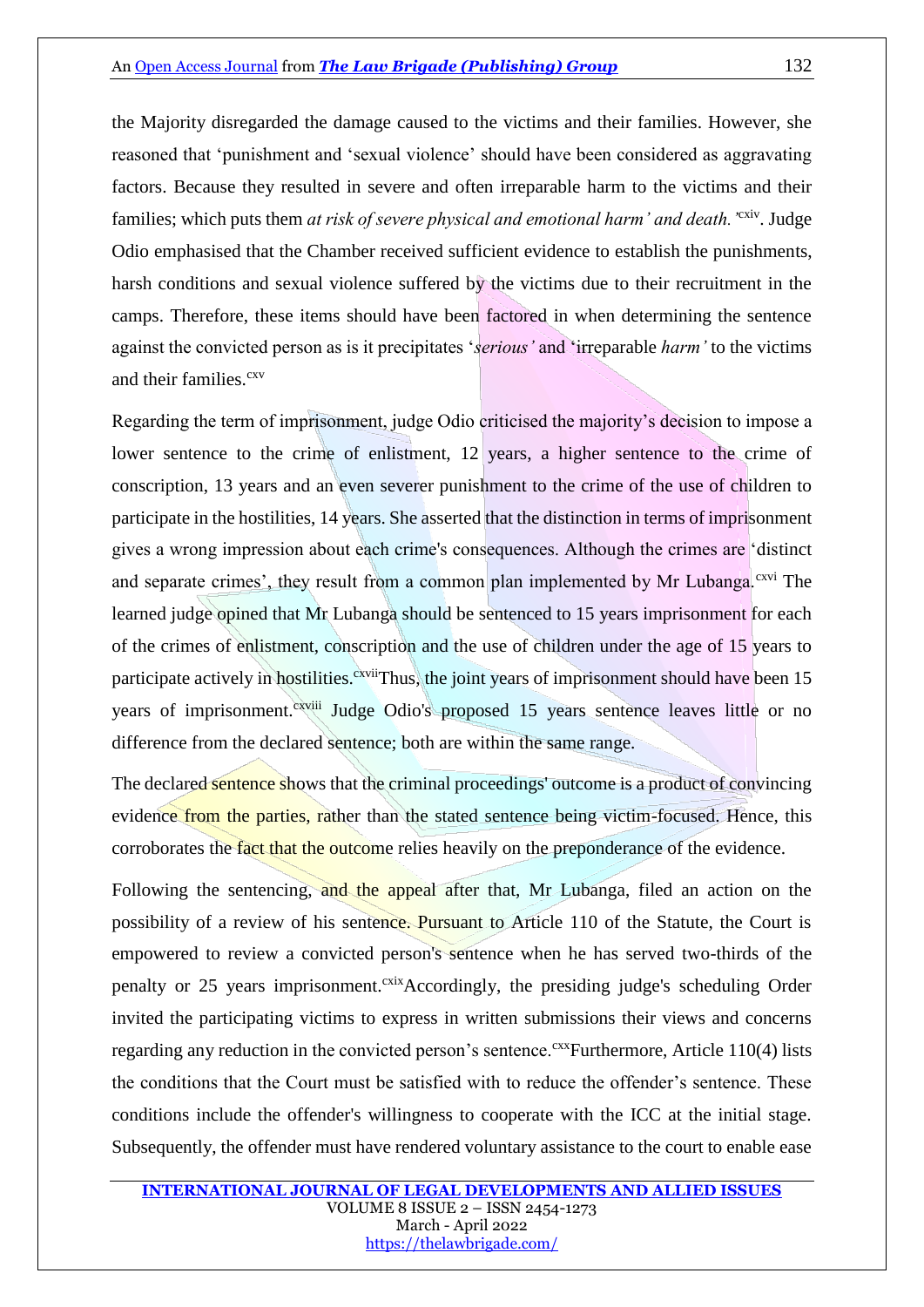the Majority disregarded the damage caused to the victims and their families. However, she reasoned that 'punishment and 'sexual violence' should have been considered as aggravating factors. Because they resulted in severe and often irreparable harm to the victims and their families; which puts them *at risk of severe physical and emotional harm' and death.* '[cxiv]. Judge Odio emphasised that the Chamber received sufficient evidence to establish the punishments, harsh conditions and sexual violence suffered by the victims due to their recruitment in the camps. Therefore, these items should have been factored in when determining the sentence against the convicted person as is it precipitates '*serious'* and 'irreparable *harm'* to the victims and their families.[cxv]

Regarding the term of imprisonment, judge Odio criticised the majority's decision to impose a lower sentence to the crime of enlistment, 12 years, a higher sentence to the crime of conscription, 13 years and an even severer punishment to the crime of the use of children to participate in the hostilities, 14 years. She asserted that the distinction in terms of imprisonment gives a wrong impression about each crime's consequences. Although the crimes are 'distinct and separate crimes', they result from a common plan implemented by Mr Lubanga.[cxvi] The learned judge opined that Mr Lubanga should be sentenced to 15 years imprisonment for each of the crimes of enlistment, conscription and the use of children under the age of 15 years to participate actively in hostilities.[cxvii]Thus, the joint years of imprisonment should have been 15 years of imprisonment.[cxviii] Judge Odio's proposed 15 years sentence leaves little or no difference from the declared sentence; both are within the same range.

The declared sentence shows that the criminal proceedings' outcome is a product of convincing evidence from the parties, rather than the stated sentence being victim-focused. Hence, this corroborates the fact that the outcome relies heavily on the preponderance of the evidence.

Following the sentencing, and the appeal after that, Mr Lubanga, filed an action on the possibility of a review of his sentence. Pursuant to Article 110 of the Statute, the Court is empowered to review a convicted person's sentence when he has served two-thirds of the penalty or 25 years imprisonment.[cxix]Accordingly, the presiding judge's scheduling Order invited the participating victims to express in written submissions their views and concerns regarding any reduction in the convicted person's sentence.[cxx]Furthermore, Article 110(4) lists the conditions that the Court must be satisfied with to reduce the offender's sentence. These conditions include the offender's willingness to cooperate with the ICC at the initial stage. Subsequently, the offender must have rendered voluntary assistance to the court to enable ease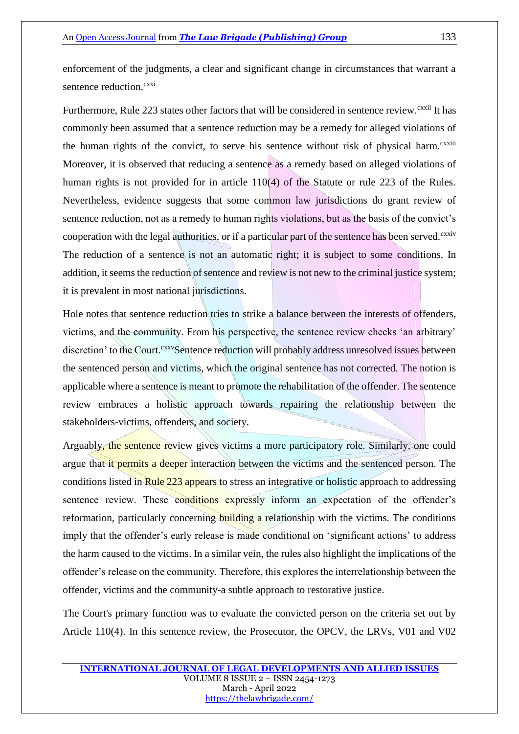enforcement of the judgments, a clear and significant change in circumstances that warrant a sentence reduction.[cxxi]

Furthermore, Rule 223 states other factors that will be considered in sentence review.[cxxii] It has commonly been assumed that a sentence reduction may be a remedy for alleged violations of the human rights of the convict, to serve his sentence without risk of physical harm.[cxxiii] Moreover, it is observed that reducing a sentence as a remedy based on alleged violations of human rights is not provided for in article 110(4) of the Statute or rule 223 of the Rules. Nevertheless, evidence suggests that some common law jurisdictions do grant review of sentence reduction, not as a remedy to human rights violations, but as the basis of the convict's cooperation with the legal authorities, or if a particular part of the sentence has been served.[cxxiv] The reduction of a sentence is not an automatic right; it is subject to some conditions. In addition, it seems the reduction of sentence and review is not new to the criminal justice system; it is prevalent in most national jurisdictions.

Hole notes that sentence reduction tries to strike a balance between the interests of offenders, victims, and the community. From his perspective, the sentence review checks 'an arbitrary' discretion' to the Court.[cxxv]Sentence reduction will probably address unresolved issues between the sentenced person and victims, which the original sentence has not corrected. The notion is applicable where a sentence is meant to promote the rehabilitation of the offender. The sentence review embraces a holistic approach towards repairing the relationship between the stakeholders-victims, offenders, and society.

Arguably, the sentence review gives victims a more participatory role. Similarly, one could argue that it permits a deeper interaction between the victims and the sentenced person. The conditions listed in Rule 223 appears to stress an integrative or holistic approach to addressing sentence review. These conditions expressly inform an expectation of the offender's reformation, particularly concerning building a relationship with the victims. The conditions imply that the offender's early release is made conditional on 'significant actions' to address the harm caused to the victims. In a similar vein, the rules also highlight the implications of the offender's release on the community. Therefore, this explores the interrelationship between the offender, victims and the community-a subtle approach to restorative justice.

The Court's primary function was to evaluate the convicted person on the criteria set out by Article 110(4). In this sentence review, the Prosecutor, the OPCV, the LRVs, V01 and V02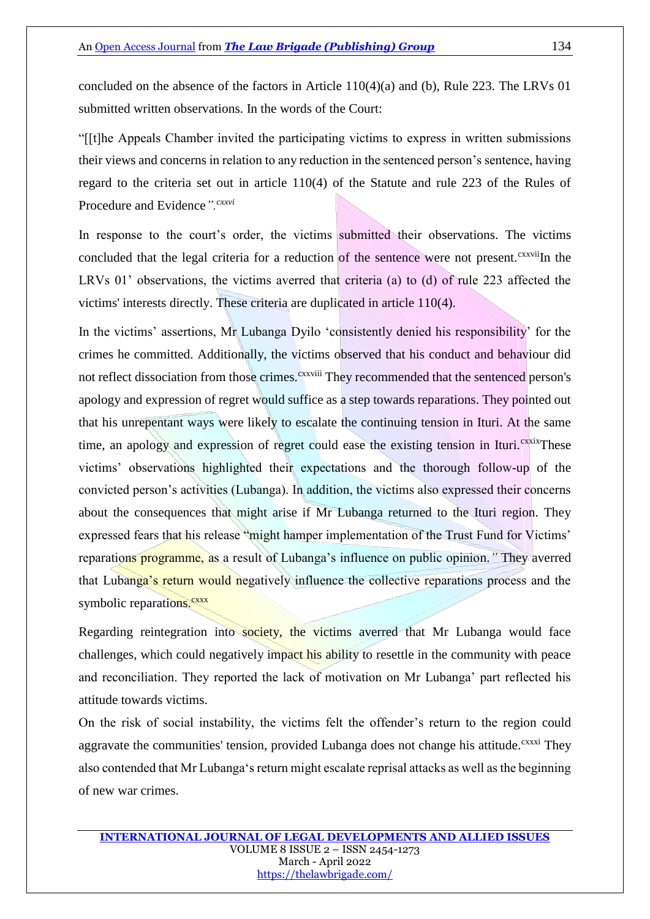concluded on the absence of the factors in Article 110(4)(a) and (b), Rule 223. The LRVs 01 submitted written observations. In the words of the Court:

"[[t]he Appeals Chamber invited the participating victims to express in written submissions their views and concerns in relation to any reduction in the sentenced person's sentence, having regard to the criteria set out in article 110(4) of the Statute and rule 223 of the Rules of Procedure and Evidence*".*[cxxvi]

In response to the court's order, the victims submitted their observations. The victims concluded that the legal criteria for a reduction of the sentence were not present.[cxxvii]In the LRVs 01' observations, the victims averred that criteria (a) to (d) of rule 223 affected the victims' interests directly. These criteria are duplicated in article 110(4).

In the victims' assertions, Mr Lubanga Dyilo 'consistently denied his responsibility' for the crimes he committed. Additionally, the victims observed that his conduct and behaviour did not reflect dissociation from those crimes.[cxxviii] They recommended that the sentenced person's apology and expression of regret would suffice as a step towards reparations. They pointed out that his unrepentant ways were likely to escalate the continuing tension in Ituri. At the same time, an apology and expression of regret could ease the existing tension in Ituri.[cxxix]These victims' observations highlighted their expectations and the thorough follow-up of the convicted person's activities (Lubanga). In addition, the victims also expressed their concerns about the consequences that might arise if Mr Lubanga returned to the Ituri region. They expressed fears that his release "might hamper implementation of the Trust Fund for Victims' reparations programme, as a result of Lubanga's influence on public opinion*."* They averred that Lubanga's return would negatively influence the collective reparations process and the symbolic reparations.[cxxx]

Regarding reintegration into society, the victims averred that Mr Lubanga would face challenges, which could negatively impact his ability to resettle in the community with peace and reconciliation. They reported the lack of motivation on Mr Lubanga' part reflected his attitude towards victims.

On the risk of social instability, the victims felt the offender's return to the region could aggravate the communities' tension, provided Lubanga does not change his attitude.[cxxxi] They also contended that Mr Lubanga's return might escalate reprisal attacks as well as the beginning of new war crimes.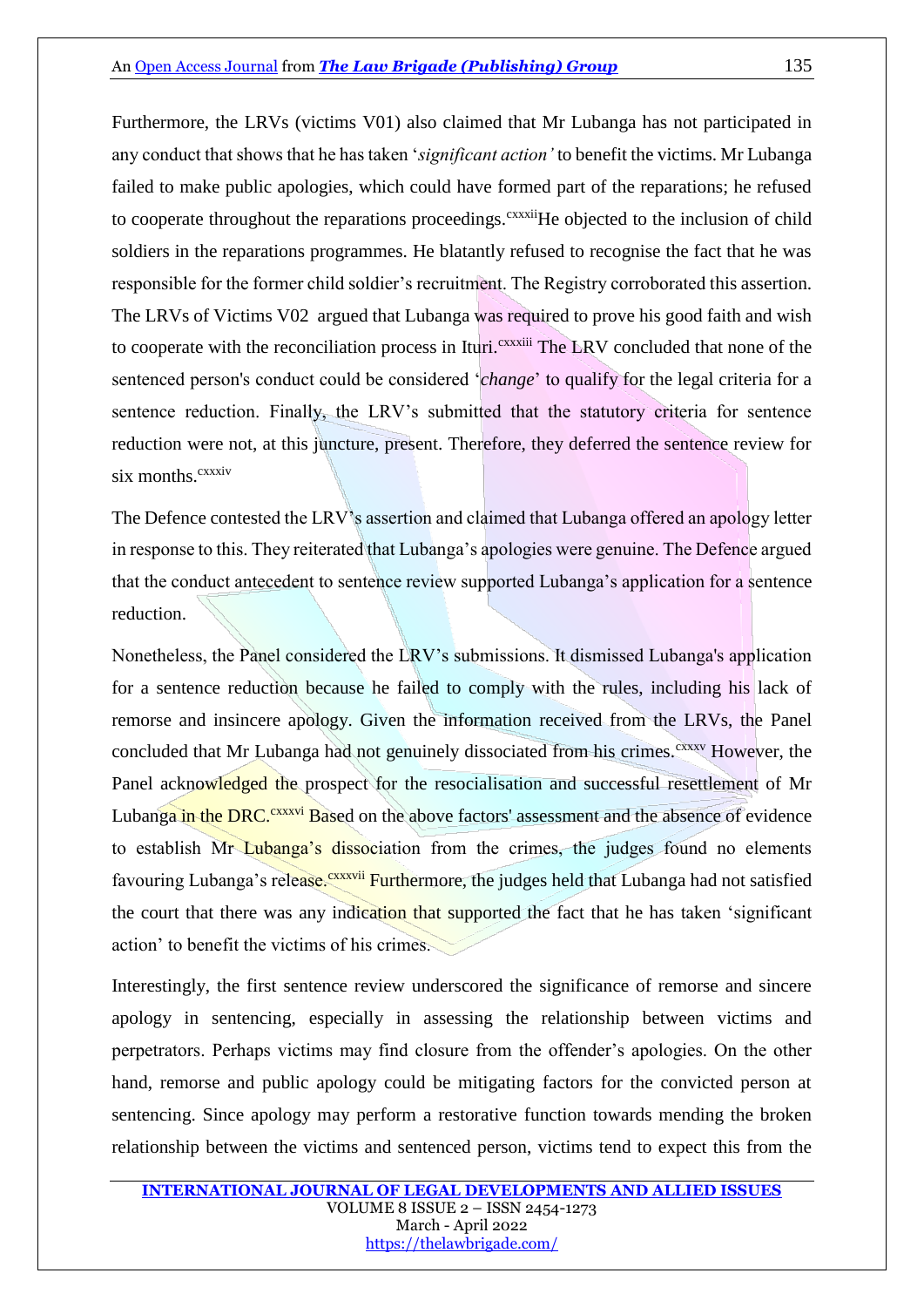Furthermore, the LRVs (victims V01) also claimed that Mr Lubanga has not participated in any conduct that shows that he has taken '*significant action'* to benefit the victims. Mr Lubanga failed to make public apologies, which could have formed part of the reparations; he refused to cooperate throughout the reparations proceedings.[cxxxii]He objected to the inclusion of child soldiers in the reparations programmes. He blatantly refused to recognise the fact that he was responsible for the former child soldier's recruitment. The Registry corroborated this assertion. The LRVs of Victims V02 argued that Lubanga was required to prove his good faith and wish to cooperate with the reconciliation process in Ituri.[cxxxiii] The LRV concluded that none of the sentenced person's conduct could be considered '*change*' to qualify for the legal criteria for a sentence reduction. Finally, the LRV's submitted that the statutory criteria for sentence reduction were not, at this juncture, present. Therefore, they deferred the sentence review for six months.[cxxxiv]

The Defence contested the LRV's assertion and claimed that Lubanga offered an apology letter in response to this. They reiterated that Lubanga's apologies were genuine. The Defence argued that the conduct antecedent to sentence review supported Lubanga's application for a sentence reduction.

Nonetheless, the Panel considered the LRV's submissions. It dismissed Lubanga's application for a sentence reduction because he failed to comply with the rules, including his lack of remorse and insincere apology. Given the information received from the LRVs, the Panel concluded that Mr Lubanga had not genuinely dissociated from his crimes.[cxxxv] However, the Panel acknowledged the prospect for the resocialisation and successful resettlement of Mr Lubanga in the DRC.[cxxxvi] Based on the above factors' assessment and the absence of evidence to establish Mr Lubanga's dissociation from the crimes, the judges found no elements favouring Lubanga's release.[cxxxvii] Furthermore, the judges held that Lubanga had not satisfied the court that there was any indication that supported the fact that he has taken 'significant action' to benefit the victims of his crimes.

Interestingly, the first sentence review underscored the significance of remorse and sincere apology in sentencing, especially in assessing the relationship between victims and perpetrators. Perhaps victims may find closure from the offender's apologies. On the other hand, remorse and public apology could be mitigating factors for the convicted person at sentencing. Since apology may perform a restorative function towards mending the broken relationship between the victims and sentenced person, victims tend to expect this from the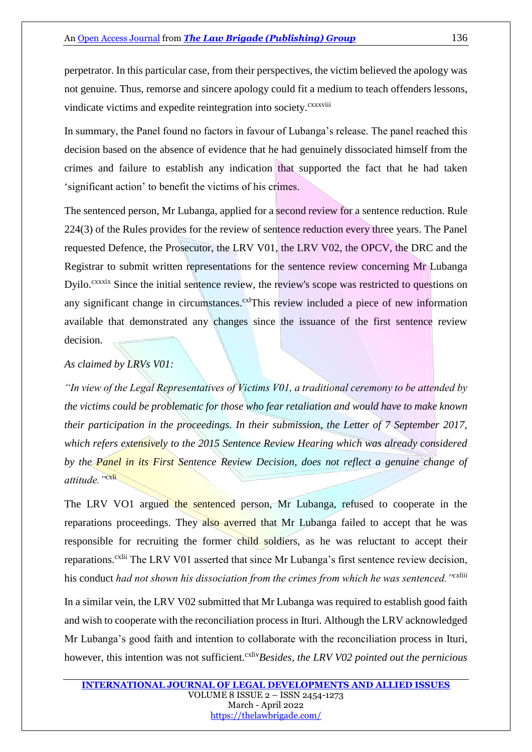perpetrator. In this particular case, from their perspectives, the victim believed the apology was not genuine. Thus, remorse and sincere apology could fit a medium to teach offenders lessons, vindicate victims and expedite reintegration into society.[cxxxviii]

In summary, the Panel found no factors in favour of Lubanga's release. The panel reached this decision based on the absence of evidence that he had genuinely dissociated himself from the crimes and failure to establish any indication that supported the fact that he had taken 'significant action' to benefit the victims of his crimes.

The sentenced person, Mr Lubanga, applied for a second review for a sentence reduction. Rule 224(3) of the Rules provides for the review of sentence reduction every three years. The Panel requested Defence, the Prosecutor, the LRV V01, the LRV V02, the OPCV, the DRC and the Registrar to submit written representations for the sentence review concerning Mr Lubanga Dyilo.[cxxxix] Since the initial sentence review, the review's scope was restricted to questions on any significant change in circumstances.[cxl]This review included a piece of new information available that demonstrated any changes since the issuance of the first sentence review decision.

*As claimed by LRVs V01:*

*"In view of the Legal Representatives of Victims V01, a traditional ceremony to be attended by the victims could be problematic for those who fear retaliation and would have to make known their participation in the proceedings. In their submission, the Letter of 7 September 2017, which refers extensively to the 2015 Sentence Review Hearing which was already considered by the Panel in its First Sentence Review Decision, does not reflect a genuine change of attitude."*[cxli]

The LRV VO1 argued the sentenced person, Mr Lubanga, refused to cooperate in the reparations proceedings. They also averred that Mr Lubanga failed to accept that he was responsible for recruiting the former child soldiers, as he was reluctant to accept their reparations.[cxlii] The LRV V01 asserted that since Mr Lubanga's first sentence review decision, his conduct *had not shown his dissociation from the crimes from which he was sentenced."*[cxliii]

In a similar vein, the LRV V02 submitted that Mr Lubanga was required to establish good faith and wish to cooperate with the reconciliation process in Ituri. Although the LRV acknowledged Mr Lubanga's good faith and intention to collaborate with the reconciliation process in Ituri, however, this intention was not sufficient.[cxliv]*Besides, the LRV V02 pointed out the pernicious*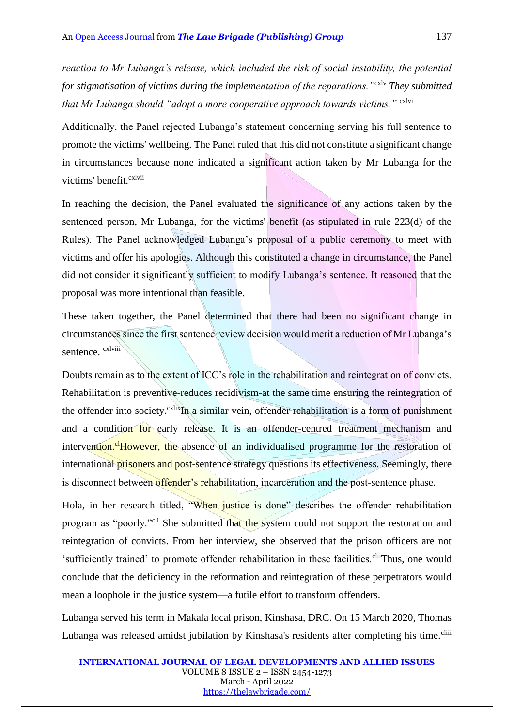*reaction to Mr Lubanga's release, which included the risk of social instability, the potential for stigmatisation of victims during the implementation of the reparations."*[cxlv] *They submitted that Mr Lubanga should "adopt a more cooperative approach towards victims."* [cxlvi]

Additionally, the Panel rejected Lubanga's statement concerning serving his full sentence to promote the victims' wellbeing. The Panel ruled that this did not constitute a significant change in circumstances because none indicated a significant action taken by Mr Lubanga for the victims' benefit.[cxlvii]

In reaching the decision, the Panel evaluated the significance of any actions taken by the sentenced person, Mr Lubanga, for the victims' benefit (as stipulated in rule 223(d) of the Rules). The Panel acknowledged Lubanga's proposal of a public ceremony to meet with victims and offer his apologies. Although this constituted a change in circumstance, the Panel did not consider it significantly sufficient to modify Lubanga's sentence. It reasoned that the proposal was more intentional than feasible.

These taken together, the Panel determined that there had been no significant change in circumstances since the first sentence review decision would merit a reduction of Mr Lubanga's sentence. [cxlviii]

Doubts remain as to the extent of ICC's role in the rehabilitation and reintegration of convicts. Rehabilitation is preventive-reduces recidivism-at the same time ensuring the reintegration of the offender into society.[cxlix]In a similar vein, offender rehabilitation is a form of punishment and a condition for early release. It is an offender-centred treatment mechanism and intervention.[cl]However, the absence of an individualised programme for the restoration of international prisoners and post-sentence strategy questions its effectiveness. Seemingly, there is disconnect between offender's rehabilitation, incarceration and the post-sentence phase.

Hola, in her research titled, "When justice is done" describes the offender rehabilitation program as "poorly."[cli] She submitted that the system could not support the restoration and reintegration of convicts. From her interview, she observed that the prison officers are not 'sufficiently trained' to promote offender rehabilitation in these facilities.[clii]Thus, one would conclude that the deficiency in the reformation and reintegration of these perpetrators would mean a loophole in the justice system—a futile effort to transform offenders.

Lubanga served his term in Makala local prison, Kinshasa, DRC. On 15 March 2020, Thomas Lubanga was released amidst jubilation by Kinshasa's residents after completing his time.[cliii]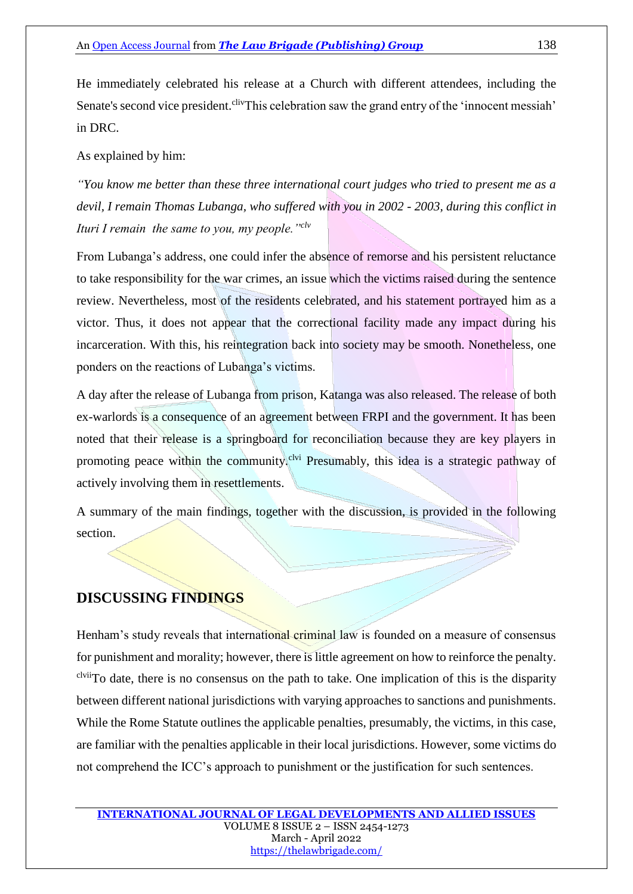He immediately celebrated his release at a Church with different attendees, including the Senate's second vice president.[cliv] This celebration saw the grand entry of the 'innocent messiah' in DRC.

As explained by him:

*"You know me better than these three international court judges who tried to present me as a devil, I remain Thomas Lubanga, who suffered with you in 2002 - 2003, during this conflict in Ituri I remain the same to you, my people."*[clv]

From Lubanga's address, one could infer the absence of remorse and his persistent reluctance to take responsibility for the war crimes, an issue which the victims raised during the sentence review. Nevertheless, most of the residents celebrated, and his statement portrayed him as a victor. Thus, it does not appear that the correctional facility made any impact during his incarceration. With this, his reintegration back into society may be smooth. Nonetheless, one ponders on the reactions of Lubanga's victims.

A day after the release of Lubanga from prison, Katanga was also released. The release of both ex-warlords is a consequence of an agreement between FRPI and the government. It has been noted that their release is a springboard for reconciliation because they are key players in promoting peace within the community.[clvi] Presumably, this idea is a strategic pathway of actively involving them in resettlements.

A summary of the main findings, together with the discussion, is provided in the following section.

## DISCUSSING FINDINGS

Henham's study reveals that international criminal law is founded on a measure of consensus for punishment and morality; however, there is little agreement on how to reinforce the penalty.[clvii] To date, there is no consensus on the path to take. One implication of this is the disparity between different national jurisdictions with varying approaches to sanctions and punishments. While the Rome Statute outlines the applicable penalties, presumably, the victims, in this case, are familiar with the penalties applicable in their local jurisdictions. However, some victims do not comprehend the ICC's approach to punishment or the justification for such sentences.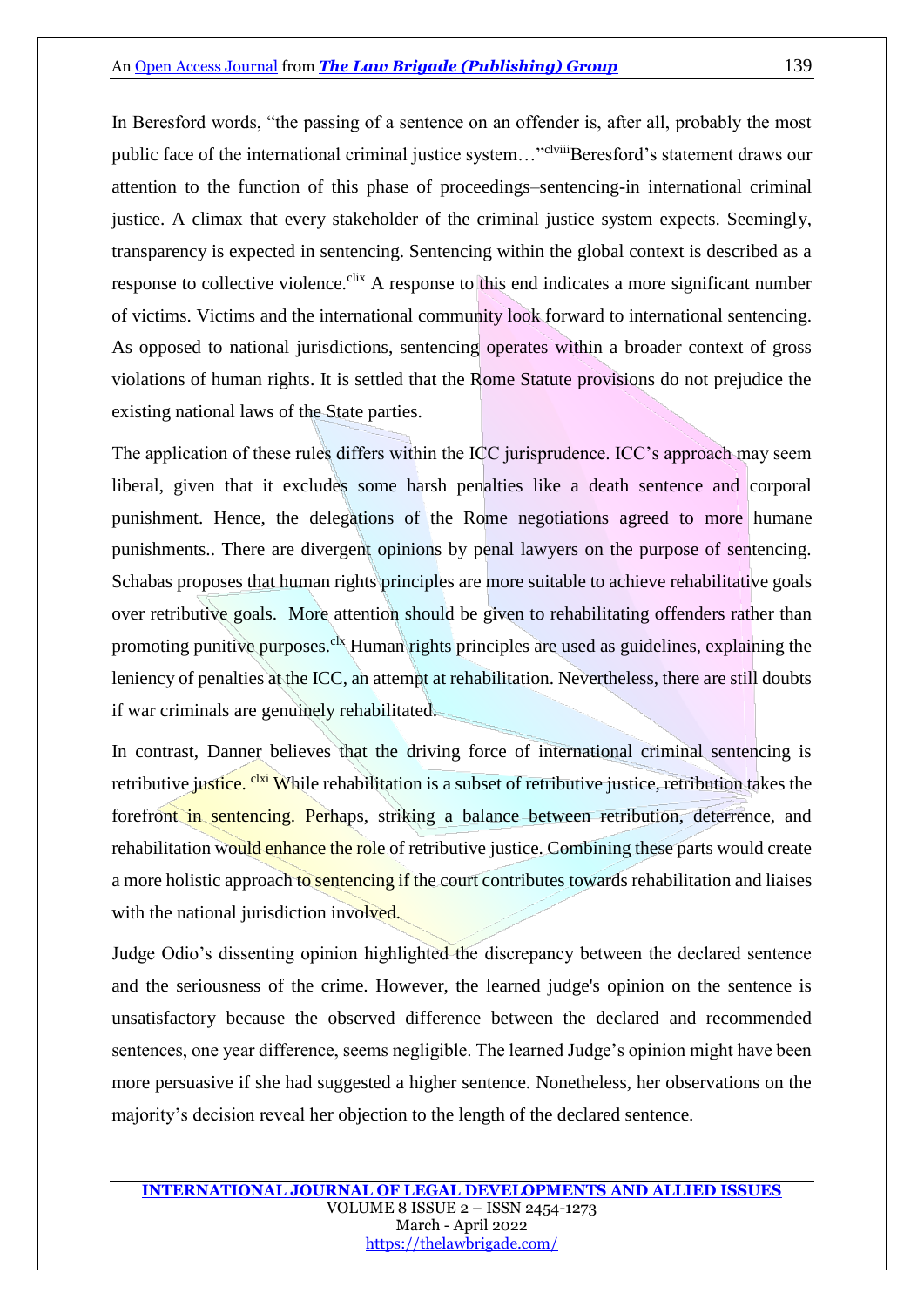In Beresford words, "the passing of a sentence on an offender is, after all, probably the most public face of the international criminal justice system…"[clviii] Beresford's statement draws our attention to the function of this phase of proceedings–sentencing-in international criminal justice. A climax that every stakeholder of the criminal justice system expects. Seemingly, transparency is expected in sentencing. Sentencing within the global context is described as a response to collective violence.[clix] A response to this end indicates a more significant number of victims. Victims and the international community look forward to international sentencing. As opposed to national jurisdictions, sentencing operates within a broader context of gross violations of human rights. It is settled that the Rome Statute provisions do not prejudice the existing national laws of the State parties.

The application of these rules differs within the ICC jurisprudence. ICC's approach may seem liberal, given that it excludes some harsh penalties like a death sentence and corporal punishment. Hence, the delegations of the Rome negotiations agreed to more humane punishments.. There are divergent opinions by penal lawyers on the purpose of sentencing. Schabas proposes that human rights principles are more suitable to achieve rehabilitative goals over retributive goals. More attention should be given to rehabilitating offenders rather than promoting punitive purposes.[clx] Human rights principles are used as guidelines, explaining the leniency of penalties at the ICC, an attempt at rehabilitation. Nevertheless, there are still doubts if war criminals are genuinely rehabilitated.

In contrast, Danner believes that the driving force of international criminal sentencing is retributive justice. [clxi] While rehabilitation is a subset of retributive justice, retribution takes the forefront in sentencing. Perhaps, striking a balance between retribution, deterrence, and rehabilitation would enhance the role of retributive justice. Combining these parts would create a more holistic approach to sentencing if the court contributes towards rehabilitation and liaises with the national jurisdiction involved.

Judge Odio's dissenting opinion highlighted the discrepancy between the declared sentence and the seriousness of the crime. However, the learned judge's opinion on the sentence is unsatisfactory because the observed difference between the declared and recommended sentences, one year difference, seems negligible. The learned Judge's opinion might have been more persuasive if she had suggested a higher sentence. Nonetheless, her observations on the majority's decision reveal her objection to the length of the declared sentence.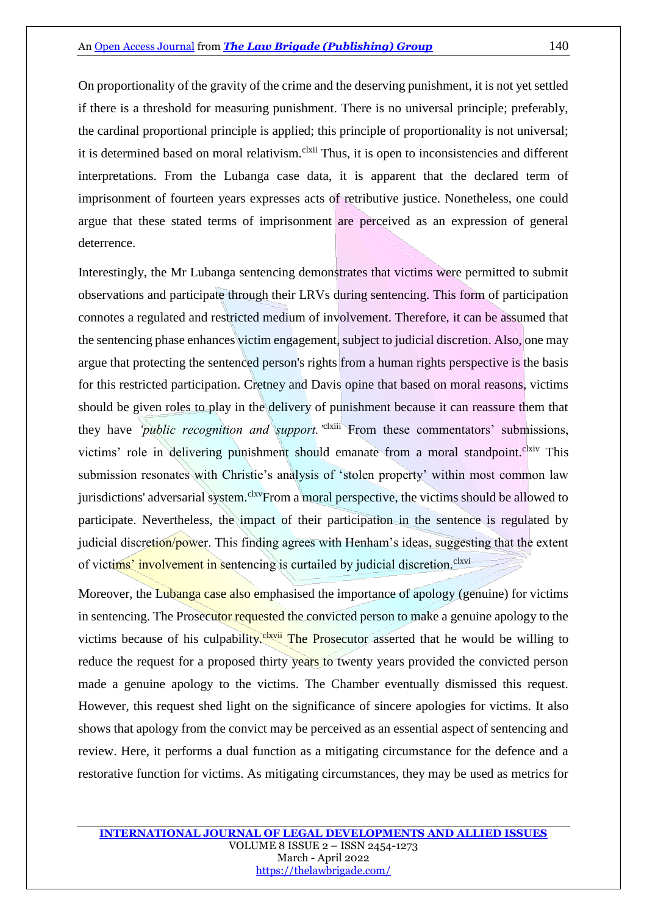On proportionality of the gravity of the crime and the deserving punishment, it is not yet settled if there is a threshold for measuring punishment. There is no universal principle; preferably, the cardinal proportional principle is applied; this principle of proportionality is not universal; it is determined based on moral relativism.[clxii] Thus, it is open to inconsistencies and different interpretations. From the Lubanga case data, it is apparent that the declared term of imprisonment of fourteen years expresses acts of retributive justice. Nonetheless, one could argue that these stated terms of imprisonment are perceived as an expression of general deterrence.

Interestingly, the Mr Lubanga sentencing demonstrates that victims were permitted to submit observations and participate through their LRVs during sentencing. This form of participation connotes a regulated and restricted medium of involvement. Therefore, it can be assumed that the sentencing phase enhances victim engagement, subject to judicial discretion. Also, one may argue that protecting the sentenced person's rights from a human rights perspective is the basis for this restricted participation. Cretney and Davis opine that based on moral reasons, victims should be given roles to play in the delivery of punishment because it can reassure them that they have *'public recognition and support.'*[clxiii] From these commentators' submissions, victims' role in delivering punishment should emanate from a moral standpoint.[clxiv] This submission resonates with Christie's analysis of 'stolen property' within most common law jurisdictions' adversarial system.[clxv]From a moral perspective, the victims should be allowed to participate. Nevertheless, the impact of their participation in the sentence is regulated by judicial discretion/power. This finding agrees with Henham's ideas, suggesting that the extent of victims' involvement in sentencing is curtailed by judicial discretion.[clxvi]

Moreover, the Lubanga case also emphasised the importance of apology (genuine) for victims in sentencing. The Prosecutor requested the convicted person to make a genuine apology to the victims because of his culpability.[clxvii] The Prosecutor asserted that he would be willing to reduce the request for a proposed thirty years to twenty years provided the convicted person made a genuine apology to the victims. The Chamber eventually dismissed this request. However, this request shed light on the significance of sincere apologies for victims. It also shows that apology from the convict may be perceived as an essential aspect of sentencing and review. Here, it performs a dual function as a mitigating circumstance for the defence and a restorative function for victims. As mitigating circumstances, they may be used as metrics for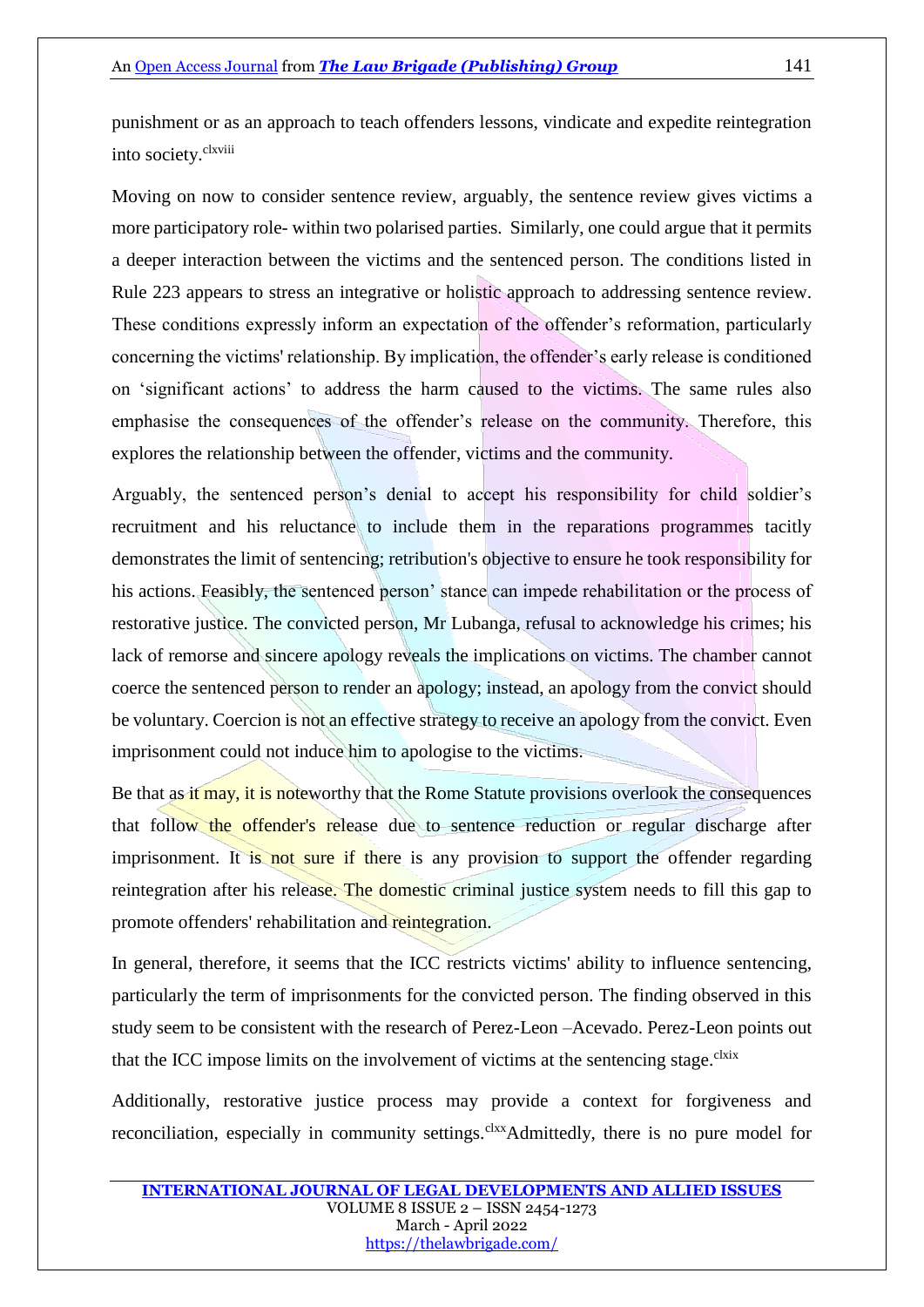punishment or as an approach to teach offenders lessons, vindicate and expedite reintegration into society.[clxviii]

Moving on now to consider sentence review, arguably, the sentence review gives victims a more participatory role- within two polarised parties. Similarly, one could argue that it permits a deeper interaction between the victims and the sentenced person. The conditions listed in Rule 223 appears to stress an integrative or holistic approach to addressing sentence review. These conditions expressly inform an expectation of the offender's reformation, particularly concerning the victims' relationship. By implication, the offender's early release is conditioned on 'significant actions' to address the harm caused to the victims. The same rules also emphasise the consequences of the offender's release on the community. Therefore, this explores the relationship between the offender, victims and the community.

Arguably, the sentenced person's denial to accept his responsibility for child soldier's recruitment and his reluctance to include them in the reparations programmes tacitly demonstrates the limit of sentencing; retribution's objective to ensure he took responsibility for his actions. Feasibly, the sentenced person' stance can impede rehabilitation or the process of restorative justice. The convicted person, Mr Lubanga, refusal to acknowledge his crimes; his lack of remorse and sincere apology reveals the implications on victims. The chamber cannot coerce the sentenced person to render an apology; instead, an apology from the convict should be voluntary. Coercion is not an effective strategy to receive an apology from the convict. Even imprisonment could not induce him to apologise to the victims.

Be that as it may, it is noteworthy that the Rome Statute provisions overlook the consequences that follow the offender's release due to sentence reduction or regular discharge after imprisonment. It is not sure if there is any provision to support the offender regarding reintegration after his release. The domestic criminal justice system needs to fill this gap to promote offenders' rehabilitation and reintegration.

In general, therefore, it seems that the ICC restricts victims' ability to influence sentencing, particularly the term of imprisonments for the convicted person. The finding observed in this study seem to be consistent with the research of Perez-Leon –Acevado. Perez-Leon points out that the ICC impose limits on the involvement of victims at the sentencing stage.[clxix]

Additionally, restorative justice process may provide a context for forgiveness and reconciliation, especially in community settings.[clxx]Admittedly, there is no pure model for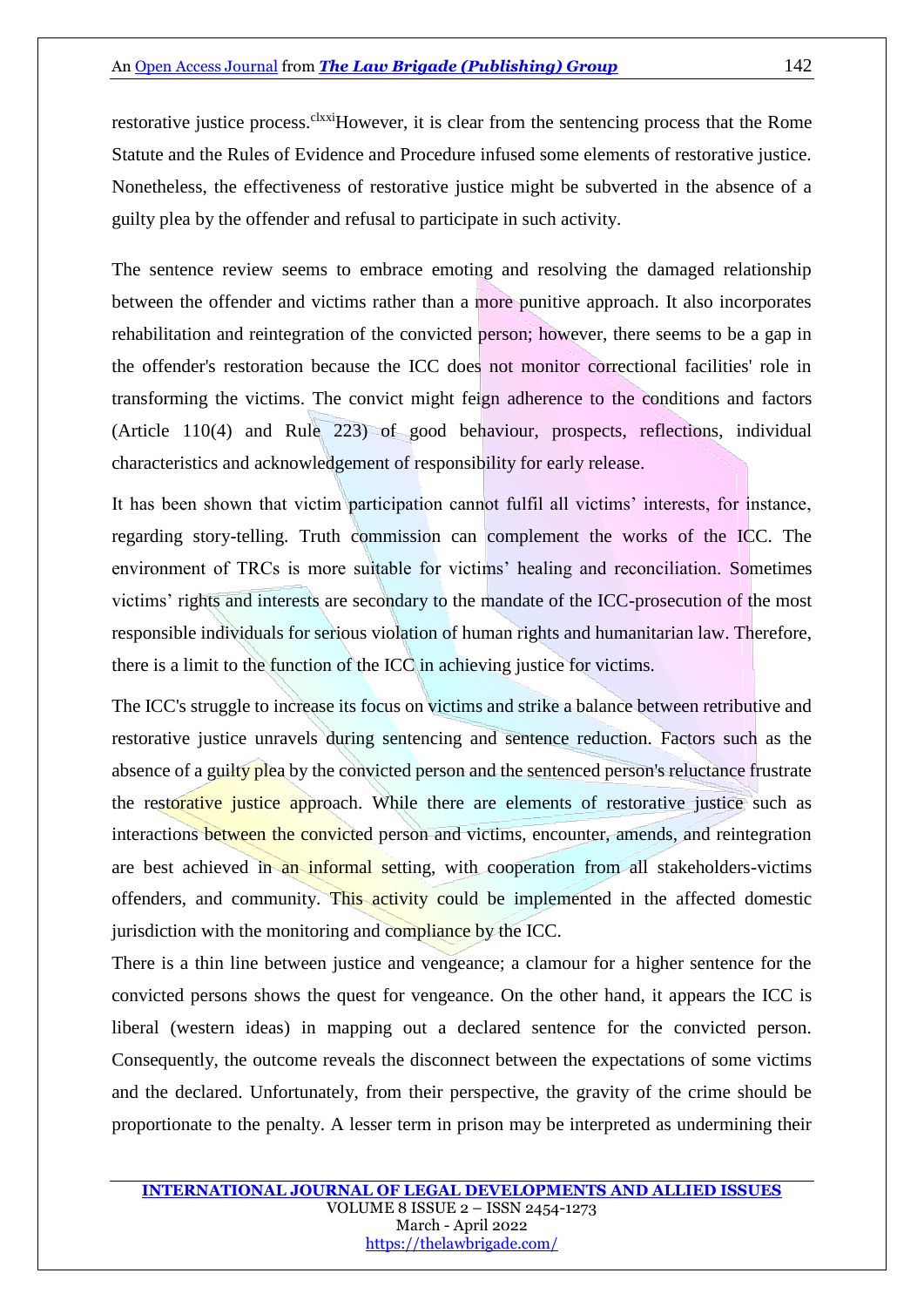restorative justice process.[clxxi]However, it is clear from the sentencing process that the Rome Statute and the Rules of Evidence and Procedure infused some elements of restorative justice. Nonetheless, the effectiveness of restorative justice might be subverted in the absence of a guilty plea by the offender and refusal to participate in such activity.

The sentence review seems to embrace emoting and resolving the damaged relationship between the offender and victims rather than a more punitive approach. It also incorporates rehabilitation and reintegration of the convicted person; however, there seems to be a gap in the offender's restoration because the ICC does not monitor correctional facilities' role in transforming the victims. The convict might feign adherence to the conditions and factors (Article 110(4) and Rule 223) of good behaviour, prospects, reflections, individual characteristics and acknowledgement of responsibility for early release.

It has been shown that victim participation cannot fulfil all victims' interests, for instance, regarding story-telling. Truth commission can complement the works of the ICC. The environment of TRCs is more suitable for victims' healing and reconciliation. Sometimes victims' rights and interests are secondary to the mandate of the ICC-prosecution of the most responsible individuals for serious violation of human rights and humanitarian law. Therefore, there is a limit to the function of the ICC in achieving justice for victims.

The ICC's struggle to increase its focus on victims and strike a balance between retributive and restorative justice unravels during sentencing and sentence reduction. Factors such as the absence of a guilty plea by the convicted person and the sentenced person's reluctance frustrate the restorative justice approach. While there are elements of restorative justice such as interactions between the convicted person and victims, encounter, amends, and reintegration are best achieved in an informal setting, with cooperation from all stakeholders-victims offenders, and community. This activity could be implemented in the affected domestic jurisdiction with the monitoring and compliance by the ICC.

There is a thin line between justice and vengeance; a clamour for a higher sentence for the convicted persons shows the quest for vengeance. On the other hand, it appears the ICC is liberal (western ideas) in mapping out a declared sentence for the convicted person. Consequently, the outcome reveals the disconnect between the expectations of some victims and the declared. Unfortunately, from their perspective, the gravity of the crime should be proportionate to the penalty. A lesser term in prison may be interpreted as undermining their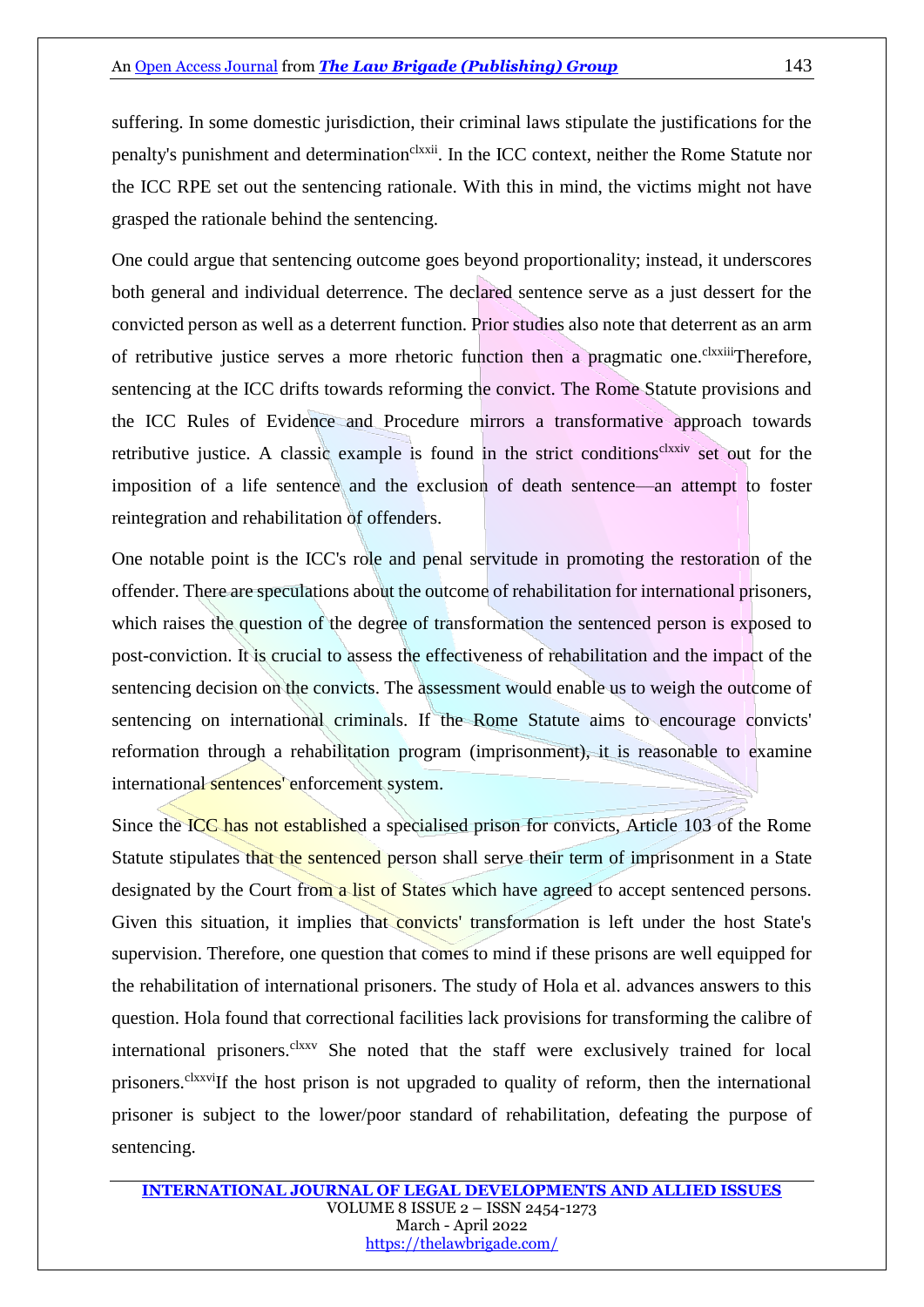suffering. In some domestic jurisdiction, their criminal laws stipulate the justifications for the penalty's punishment and determination[clxxii]. In the ICC context, neither the Rome Statute nor the ICC RPE set out the sentencing rationale. With this in mind, the victims might not have grasped the rationale behind the sentencing.

One could argue that sentencing outcome goes beyond proportionality; instead, it underscores both general and individual deterrence. The declared sentence serve as a just dessert for the convicted person as well as a deterrent function. Prior studies also note that deterrent as an arm of retributive justice serves a more rhetoric function then a pragmatic one.[clxxiii]Therefore, sentencing at the ICC drifts towards reforming the convict. The Rome Statute provisions and the ICC Rules of Evidence and Procedure mirrors a transformative approach towards retributive justice. A classic example is found in the strict conditions[clxxiv] set out for the imposition of a life sentence and the exclusion of death sentence—an attempt to foster reintegration and rehabilitation of offenders.

One notable point is the ICC's role and penal servitude in promoting the restoration of the offender. There are speculations about the outcome of rehabilitation for international prisoners, which raises the question of the degree of transformation the sentenced person is exposed to post-conviction. It is crucial to assess the effectiveness of rehabilitation and the impact of the sentencing decision on the convicts. The assessment would enable us to weigh the outcome of sentencing on international criminals. If the Rome Statute aims to encourage convicts' reformation through a rehabilitation program (imprisonment), it is reasonable to examine international sentences' enforcement system.

Since the ICC has not established a specialised prison for convicts, Article 103 of the Rome Statute stipulates that the sentenced person shall serve their term of imprisonment in a State designated by the Court from a list of States which have agreed to accept sentenced persons. Given this situation, it implies that convicts' transformation is left under the host State's supervision. Therefore, one question that comes to mind if these prisons are well equipped for the rehabilitation of international prisoners. The study of Hola et al. advances answers to this question. Hola found that correctional facilities lack provisions for transforming the calibre of international prisoners.[clxxv] She noted that the staff were exclusively trained for local prisoners.[clxxvi]If the host prison is not upgraded to quality of reform, then the international prisoner is subject to the lower/poor standard of rehabilitation, defeating the purpose of sentencing.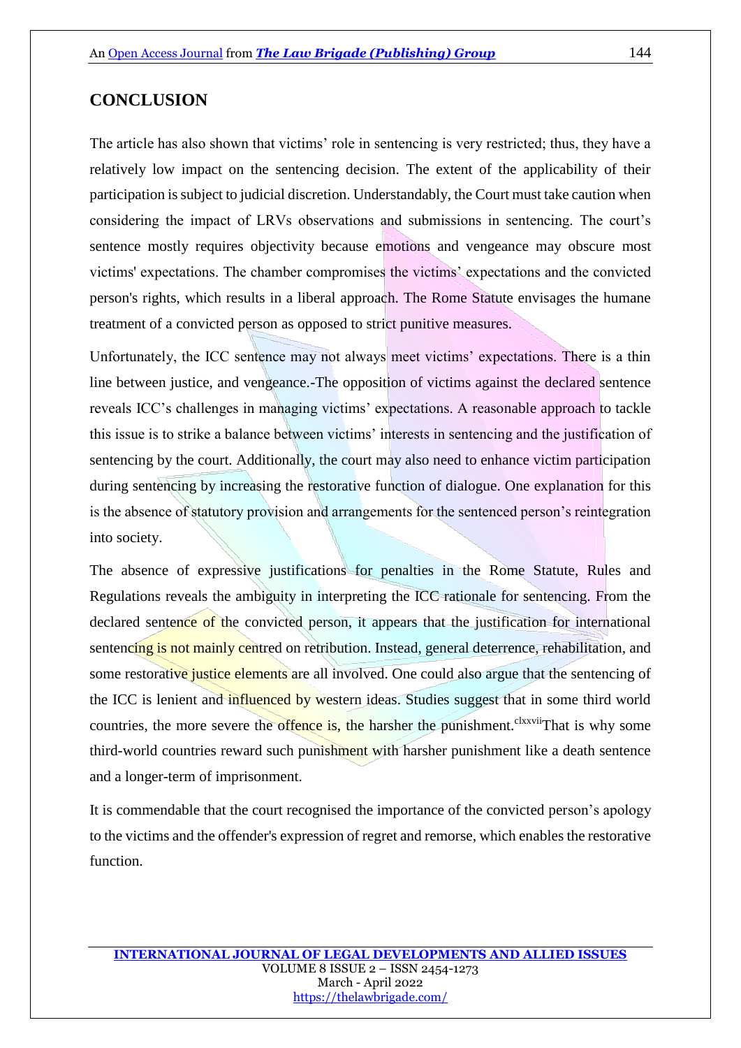## CONCLUSION

The article has also shown that victims' role in sentencing is very restricted; thus, they have a relatively low impact on the sentencing decision. The extent of the applicability of their participation is subject to judicial discretion. Understandably, the Court must take caution when considering the impact of LRVs observations and submissions in sentencing. The court's sentence mostly requires objectivity because emotions and vengeance may obscure most victims' expectations. The chamber compromises the victims' expectations and the convicted person's rights, which results in a liberal approach. The Rome Statute envisages the humane treatment of a convicted person as opposed to strict punitive measures.

Unfortunately, the ICC sentence may not always meet victims' expectations. There is a thin line between justice, and vengeance.-The opposition of victims against the declared sentence reveals ICC's challenges in managing victims' expectations. A reasonable approach to tackle this issue is to strike a balance between victims' interests in sentencing and the justification of sentencing by the court. Additionally, the court may also need to enhance victim participation during sentencing by increasing the restorative function of dialogue. One explanation for this is the absence of statutory provision and arrangements for the sentenced person's reintegration into society.

The absence of expressive justifications for penalties in the Rome Statute, Rules and Regulations reveals the ambiguity in interpreting the ICC rationale for sentencing. From the declared sentence of the convicted person, it appears that the justification for international sentencing is not mainly centred on retribution. Instead, general deterrence, rehabilitation, and some restorative justice elements are all involved. One could also argue that the sentencing of the ICC is lenient and influenced by western ideas. Studies suggest that in some third world countries, the more severe the offence is, the harsher the punishment.[clxxvii] That is why some third-world countries reward such punishment with harsher punishment like a death sentence and a longer-term of imprisonment.

It is commendable that the court recognised the importance of the convicted person's apology to the victims and the offender's expression of regret and remorse, which enables the restorative function.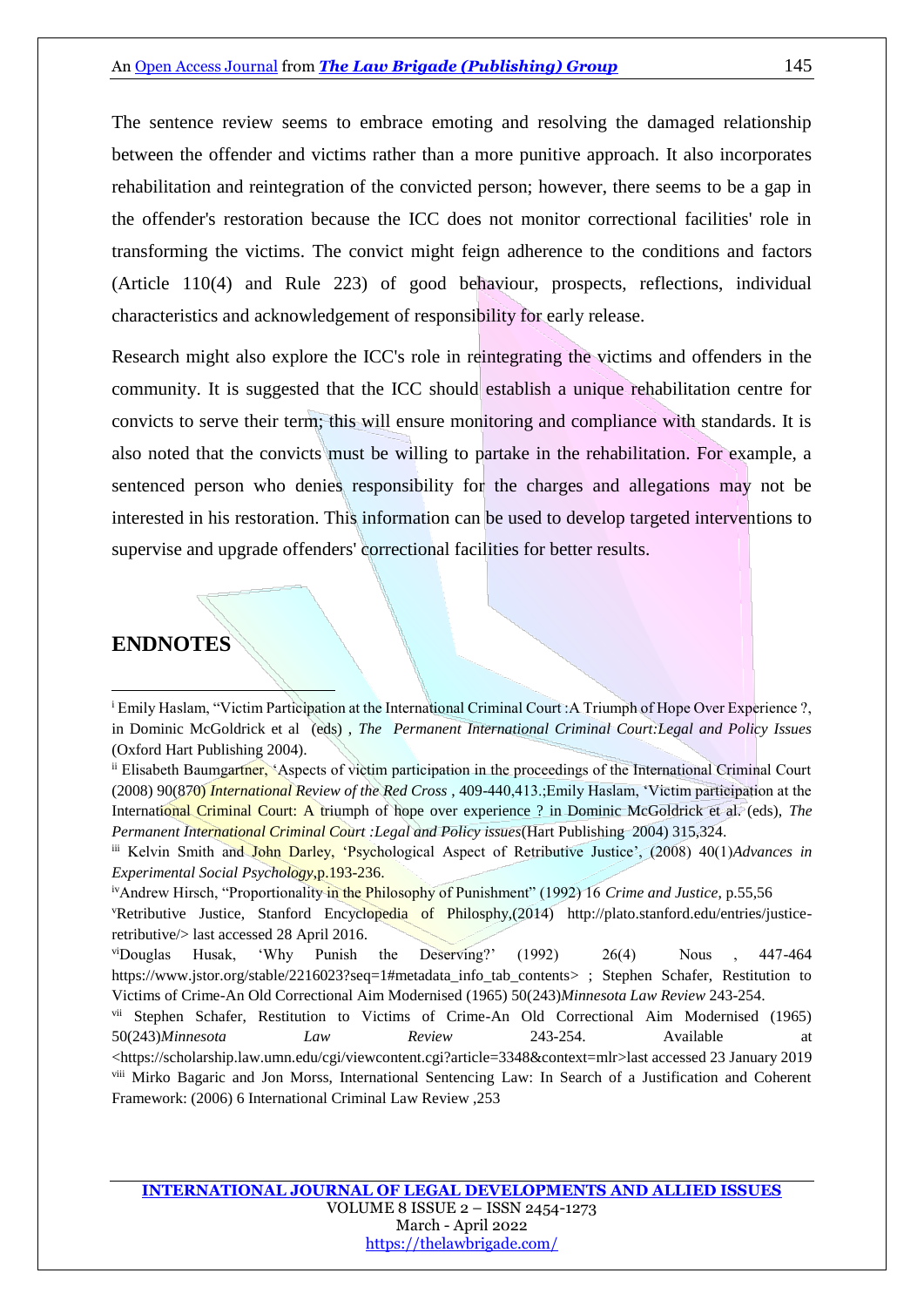The sentence review seems to embrace emoting and resolving the damaged relationship between the offender and victims rather than a more punitive approach. It also incorporates rehabilitation and reintegration of the convicted person; however, there seems to be a gap in the offender's restoration because the ICC does not monitor correctional facilities' role in transforming the victims. The convict might feign adherence to the conditions and factors (Article 110(4) and Rule 223) of good behaviour, prospects, reflections, individual characteristics and acknowledgement of responsibility for early release.

Research might also explore the ICC's role in reintegrating the victims and offenders in the community. It is suggested that the ICC should establish a unique rehabilitation centre for convicts to serve their term; this will ensure monitoring and compliance with standards. It is also noted that the convicts must be willing to partake in the rehabilitation. For example, a sentenced person who denies responsibility for the charges and allegations may not be interested in his restoration. This information can be used to develop targeted interventions to supervise and upgrade offenders' correctional facilities for better results.

## ENDNOTES

[i] Emily Haslam, "Victim Participation at the International Criminal Court :A Triumph of Hope Over Experience ?, in Dominic McGoldrick et al (eds) , *The Permanent International Criminal Court:Legal and Policy Issues* (Oxford Hart Publishing 2004).

[ii] Elisabeth Baumgartner, 'Aspects of victim participation in the proceedings of the International Criminal Court (2008) 90(870) *International Review of the Red Cross* , 409-440,413.;Emily Haslam, 'Victim participation at the International Criminal Court: A triumph of hope over experience ? in Dominic McGoldrick et al. (eds), *The Permanent International Criminal Court :Legal and Policy issues*(Hart Publishing 2004) 315,324.

[iii] Kelvin Smith and John Darley, 'Psychological Aspect of Retributive Justice', (2008) 40(1)*Advances in Experimental Social Psychology*,p.193-236.

[iv]Andrew Hirsch, "Proportionality in the Philosophy of Punishment" (1992) 16 *Crime and Justice*, p.55,56

[v]Retributive Justice, Stanford Encyclopedia of Philosphy,(2014) http://plato.stanford.edu/entries/justice-retributive/> last accessed 28 April 2016.

[vi]Douglas Husak, 'Why Punish the Deserving?' (1992) 26(4) Nous , 447-464 https://www.jstor.org/stable/2216023?seq=1#metadata_info_tab_contents> ; Stephen Schafer, Restitution to Victims of Crime-An Old Correctional Aim Modernised (1965) 50(243)*Minnesota Law Review* 243-254.

[vii] Stephen Schafer, Restitution to Victims of Crime-An Old Correctional Aim Modernised (1965) 50(243)*Minnesota Law Review* 243-254. Available at <https://scholarship.law.umn.edu/cgi/viewcontent.cgi?article=3348&context=mlr>last accessed 23 January 2019

[viii] Mirko Bagaric and Jon Morss, International Sentencing Law: In Search of a Justification and Coherent Framework: (2006) 6 International Criminal Law Review ,253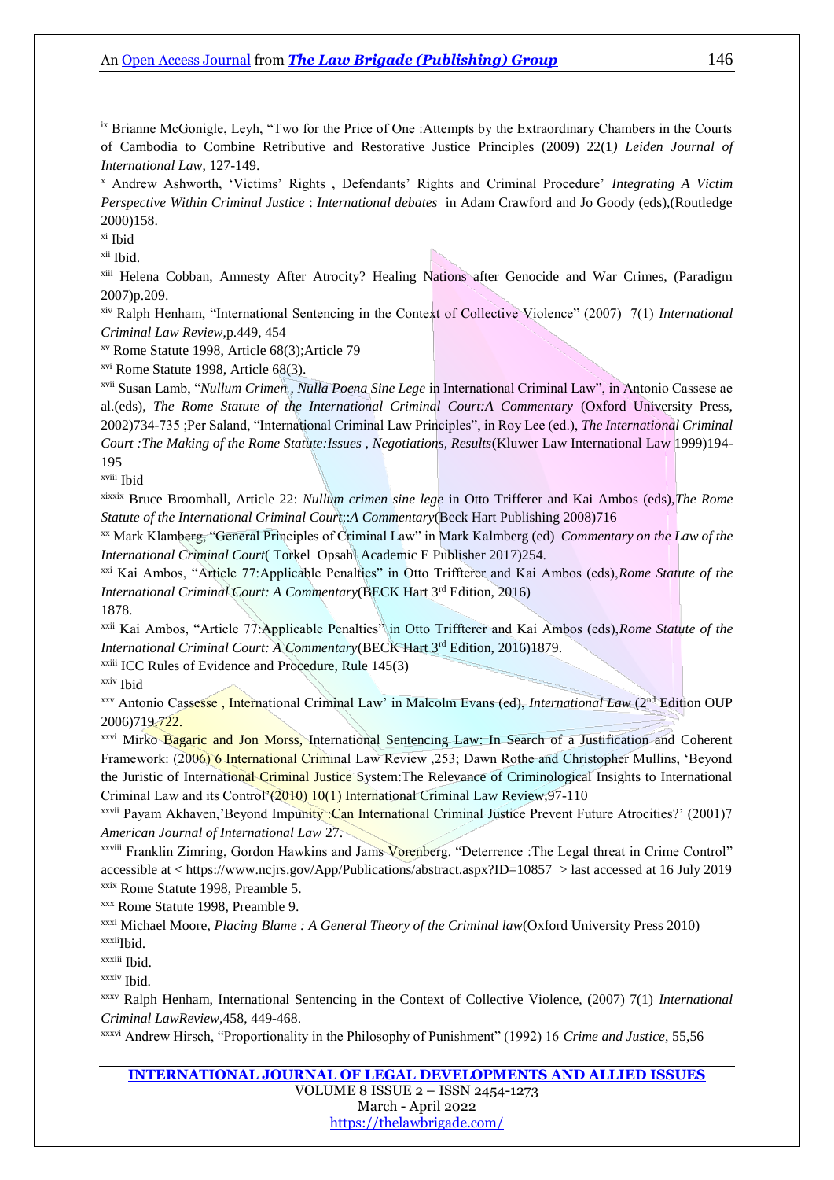[ix] Brianne McGonigle, Leyh, "Two for the Price of One :Attempts by the Extraordinary Chambers in the Courts of Cambodia to Combine Retributive and Restorative Justice Principles (2009) 22(1) *Leiden Journal of International Law*, 127-149.

[x] Andrew Ashworth, 'Victims' Rights , Defendants' Rights and Criminal Procedure' *Integrating A Victim Perspective Within Criminal Justice* : *International debates* in Adam Crawford and Jo Goody (eds),(Routledge 2000)158.

[xi] Ibid

[xii] Ibid.

[xiii] Helena Cobban, Amnesty After Atrocity? Healing Nations after Genocide and War Crimes, (Paradigm 2007)p.209.

[xiv] Ralph Henham, "International Sentencing in the Context of Collective Violence" (2007) 7(1) *International Criminal Law Review*,p.449, 454

[xv] Rome Statute 1998, Article 68(3);Article 79

[xvi] Rome Statute 1998, Article 68(3).

[xvii] Susan Lamb, "*Nullum Crimen , Nulla Poena Sine Lege* in International Criminal Law", in Antonio Cassese ae al.(eds), *The Rome Statute of the International Criminal Court:A Commentary* (Oxford University Press, 2002)734-735 ;Per Saland, "International Criminal Law Principles", in Roy Lee (ed.), *The International Criminal Court :The Making of the Rome Statute:Issues , Negotiations, Results*(Kluwer Law International Law 1999)194-195

[xviii] Ibid

[xixxix] Bruce Broomhall, Article 22: *Nullum crimen sine lege* in Otto Trifferer and Kai Ambos (eds),*The Rome Statute of the International Criminal Court::A Commentary*(Beck Hart Publishing 2008)716

[xx] Mark Klamberg, "General Principles of Criminal Law" in Mark Kalmberg (ed) *Commentary on the Law of the International Criminal Court*( Torkel Opsahl Academic E Publisher 2017)254.

[xxi] Kai Ambos, "Article 77:Applicable Penalties" in Otto Triffterer and Kai Ambos (eds),*Rome Statute of the International Criminal Court: A Commentary*(BECK Hart 3rd Edition, 2016) 1878.

[xxii] Kai Ambos, "Article 77:Applicable Penalties" in Otto Triffterer and Kai Ambos (eds),*Rome Statute of the International Criminal Court: A Commentary*(BECK Hart 3rd Edition, 2016)1879.

[xxiii] ICC Rules of Evidence and Procedure, Rule 145(3)

[xxiv] Ibid

[xxv] Antonio Cassesse , International Criminal Law' in Malcolm Evans (ed), *International Law* (2nd Edition OUP 2006)719.722.

[xxvi] Mirko Bagaric and Jon Morss, International Sentencing Law: In Search of a Justification and Coherent Framework: (2006) 6 International Criminal Law Review ,253; Dawn Rothe and Christopher Mullins, 'Beyond the Juristic of International Criminal Justice System:The Relevance of Criminological Insights to International Criminal Law and its Control'(2010) 10(1) International Criminal Law Review,97-110

[xxvii] Payam Akhaven,'Beyond Impunity :Can International Criminal Justice Prevent Future Atrocities?' (2001)7 *American Journal of International Law* 27.

[xxviii] Franklin Zimring, Gordon Hawkins and Jams Vorenberg. "Deterrence :The Legal threat in Crime Control" accessible at < https://www.ncjrs.gov/App/Publications/abstract.aspx?ID=10857 > last accessed at 16 July 2019

[xxix] Rome Statute 1998, Preamble 5.

[xxx] Rome Statute 1998, Preamble 9.

[xxxi] Michael Moore, *Placing Blame : A General Theory of the Criminal law*(Oxford University Press 2010)

[xxxii]Ibid.

[xxxiii] Ibid.

[xxxiv] Ibid.

[xxxv] Ralph Henham, International Sentencing in the Context of Collective Violence, (2007) 7(1) *International Criminal LawReview*,458, 449-468.

[xxxvi] Andrew Hirsch, "Proportionality in the Philosophy of Punishment" (1992) 16 *Crime and Justice*, 55,56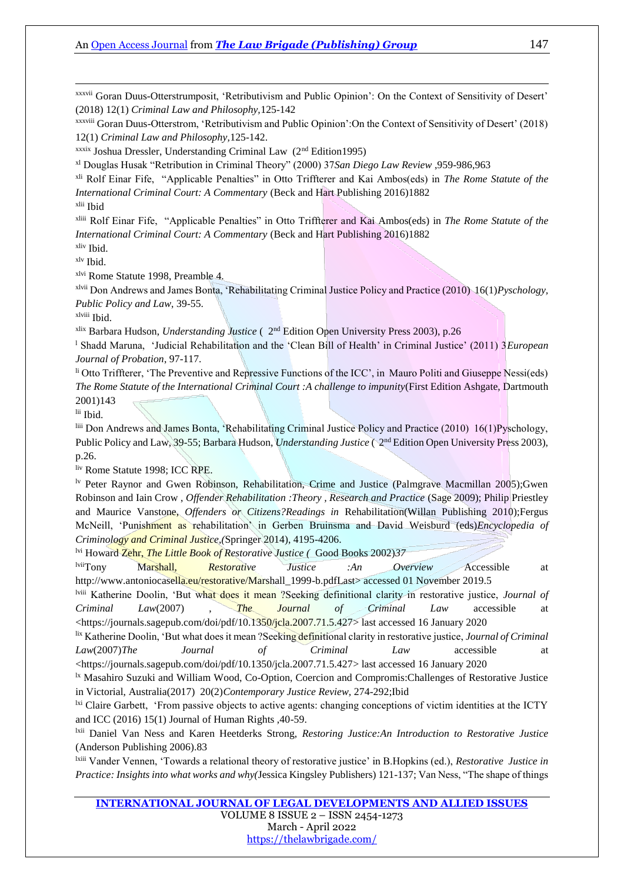[xxxvii] Goran Duus-Otterstrumposit, 'Retributivism and Public Opinion': On the Context of Sensitivity of Desert' (2018) 12(1) *Criminal Law and Philosophy*,125-142

[xxxviii] Goran Duus-Otterstrom, 'Retributivism and Public Opinion':On the Context of Sensitivity of Desert' (2018) 12(1) *Criminal Law and Philosophy*,125-142.

[xxxix] Joshua Dressler, Understanding Criminal Law (2nd Edition1995)

[xl] Douglas Husak "Retribution in Criminal Theory" (2000) 37*San Diego Law Review* ,959-986,963

[xli] Rolf Einar Fife, "Applicable Penalties" in Otto Triffterer and Kai Ambos(eds) in *The Rome Statute of the International Criminal Court: A Commentary* (Beck and Hart Publishing 2016)1882

[xlii] Ibid

[xliii] Rolf Einar Fife, "Applicable Penalties" in Otto Triffterer and Kai Ambos(eds) in *The Rome Statute of the International Criminal Court: A Commentary* (Beck and Hart Publishing 2016)1882

[xliv] Ibid.

[xlv] Ibid.

[xlvi] Rome Statute 1998, Preamble 4.

[xlvii] Don Andrews and James Bonta, 'Rehabilitating Criminal Justice Policy and Practice (2010) 16(1)*Pyschology, Public Policy and Law*, 39-55.

[xlviii] Ibid.

[xlix] Barbara Hudson, *Understanding Justice* ( 2nd Edition Open University Press 2003), p.26

[l] Shadd Maruna, 'Judicial Rehabilitation and the 'Clean Bill of Health' in Criminal Justice' (2011) 3*European Journal of Probation*, 97-117.

[li] Otto Triffterer, 'The Preventive and Repressive Functions of the ICC', in Mauro Politi and Giuseppe Nessi(eds) *The Rome Statute of the International Criminal Court :A challenge to impunity*(First Edition Ashgate, Dartmouth 2001)143

[lii] Ibid.

[liii] Don Andrews and James Bonta, 'Rehabilitating Criminal Justice Policy and Practice (2010) 16(1)Pyschology, Public Policy and Law, 39-55; Barbara Hudson, *Understanding Justice* ( 2nd Edition Open University Press 2003), p.26.

[liv] Rome Statute 1998; ICC RPE.

[lv] Peter Raynor and Gwen Robinson, Rehabilitation, Crime and Justice (Palmgrave Macmillan 2005);Gwen Robinson and Iain Crow , *Offender Rehabilitation :Theory , Research and Practice* (Sage 2009); Philip Priestley and Maurice Vanstone, *Offenders or Citizens?Readings in* Rehabilitation(Willan Publishing 2010);Fergus McNeill, 'Punishment as rehabilitation' in Gerben Bruinsma and David Weisburd (eds)*Encyclopedia of Criminology and Criminal Justice*,(Springer 2014), 4195-4206.

[lvi] Howard Zehr, *The Little Book of Restorative Justice (* Good Books 2002)*37*

[lvii]Tony Marshall, *Restorative Justice :An Overview* Accessible at http://www.antoniocasella.eu/restorative/Marshall_1999-b.pdfLast> accessed 01 November 2019.5

[lviii] Katherine Doolin, 'But what does it mean ?Seeking definitional clarity in restorative justice, *Journal of Criminal Law*(2007) , *The Journal of Criminal Law* accessible at <https://journals.sagepub.com/doi/pdf/10.1350/jcla.2007.71.5.427> last accessed 16 January 2020

[lix] Katherine Doolin, 'But what does it mean ?Seeking definitional clarity in restorative justice, *Journal of Criminal Law*(2007)*The Journal of Criminal Law* accessible at <https://journals.sagepub.com/doi/pdf/10.1350/jcla.2007.71.5.427> last accessed 16 January 2020

[lx] Masahiro Suzuki and William Wood, Co-Option, Coercion and Compromis:Challenges of Restorative Justice in Victorial, Australia(2017) 20(2)*Contemporary Justice Review*, 274-292;Ibid

[lxi] Claire Garbett, 'From passive objects to active agents: changing conceptions of victim identities at the ICTY and ICC (2016) 15(1) Journal of Human Rights ,40-59.

[lxii] Daniel Van Ness and Karen Heetderks Strong, *Restoring Justice:An Introduction to Restorative Justice* (Anderson Publishing 2006).83

[lxiii] Vander Vennen, 'Towards a relational theory of restorative justice' in B.Hopkins (ed.), *Restorative Justice in Practice: Insights into what works and why(*Jessica Kingsley Publishers) 121-137; Van Ness, "The shape of things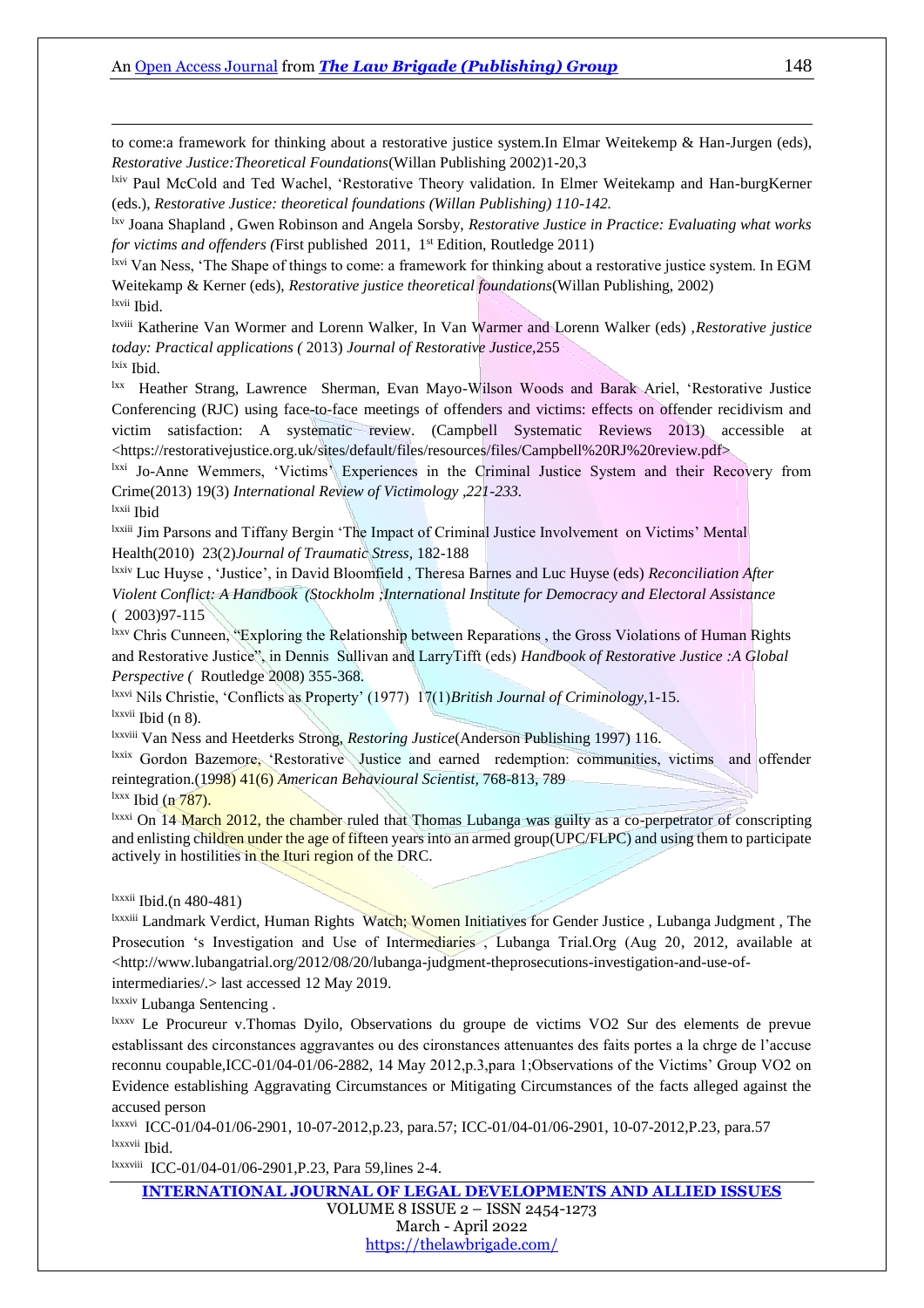to come:a framework for thinking about a restorative justice system.In Elmar Weitekemp & Han-Jurgen (eds), *Restorative Justice:Theoretical Foundations*(Willan Publishing 2002)1-20,3

[lxiv] Paul McCold and Ted Wachel, 'Restorative Theory validation. In Elmer Weitekamp and Han-burgKerner (eds.), *Restorative Justice: theoretical foundations (Willan Publishing) 110-142.*

[lxv] Joana Shapland , Gwen Robinson and Angela Sorsby, *Restorative Justice in Practice: Evaluating what works for victims and offenders (*First published 2011, 1[st] Edition, Routledge 2011)

[lxvi] Van Ness, 'The Shape of things to come: a framework for thinking about a restorative justice system. In EGM Weitekamp & Kerner (eds), *Restorative justice theoretical foundations*(Willan Publishing, 2002)

[lxvii] Ibid.

[lxviii] Katherine Van Wormer and Lorenn Walker, In Van Warmer and Lorenn Walker (eds) ,*Restorative justice today: Practical applications (* 2013) *Journal of Restorative Justice,*255

[lxix] Ibid.

[lxx] Heather Strang, Lawrence Sherman, Evan Mayo-Wilson Woods and Barak Ariel, 'Restorative Justice Conferencing (RJC) using face-to-face meetings of offenders and victims: effects on offender recidivism and victim satisfaction: A systematic review. (Campbell Systematic Reviews 2013) accessible at <https://restorativejustice.org.uk/sites/default/files/resources/files/Campbell%20RJ%20review.pdf>

[lxxi] Jo-Anne Wemmers, 'Victims' Experiences in the Criminal Justice System and their Recovery from Crime(2013) 19(3) *International Review of Victimology ,221-233.*

[lxxii] Ibid

[lxxiii] Jim Parsons and Tiffany Bergin 'The Impact of Criminal Justice Involvement on Victims' Mental Health(2010) 23(2)*Journal of Traumatic Stress,* 182-188

[lxxiv] Luc Huyse , 'Justice', in David Bloomfield , Theresa Barnes and Luc Huyse (eds) *Reconciliation After Violent Conflict: A Handbook (Stockholm ;International Institute for Democracy and Electoral Assistance* ( 2003)97-115

[lxxv] Chris Cunneen, "Exploring the Relationship between Reparations , the Gross Violations of Human Rights and Restorative Justice", in Dennis Sullivan and LarryTifft (eds) *Handbook of Restorative Justice :A Global Perspective (* Routledge 2008) 355-368.

[lxxvi] Nils Christie, 'Conflicts as Property' (1977) 17(1)*British Journal of Criminology*,1-15.

[lxxvii] Ibid (n 8).

[lxxviii] Van Ness and Heetderks Strong, *Restoring Justice*(Anderson Publishing 1997) 116.

[lxxix] Gordon Bazemore, 'Restorative Justice and earned redemption: communities, victims and offender reintegration.(1998) 41(6) *American Behavioural Scientist,* 768-813, 789

[lxxx] Ibid (n 787).

[lxxxi] On 14 March 2012, the chamber ruled that Thomas Lubanga was guilty as a co-perpetrator of conscripting and enlisting children under the age of fifteen years into an armed group(UPC/FLPC) and using them to participate actively in hostilities in the Ituri region of the DRC.

[lxxxii] Ibid.(n 480-481)

[lxxxiii] Landmark Verdict, Human Rights Watch; Women Initiatives for Gender Justice , Lubanga Judgment , The Prosecution 's Investigation and Use of Intermediaries , Lubanga Trial.Org (Aug 20, 2012, available at <http://www.lubangatrial.org/2012/08/20/lubanga-judgment-theprosecutions-investigation-and-use-of-intermediaries/.> last accessed 12 May 2019.

[lxxxiv] Lubanga Sentencing .

[lxxxv] Le Procureur v.Thomas Dyilo, Observations du groupe de victims VO2 Sur des elements de prevue establissant des circonstances aggravantes ou des cironstances attenuantes des faits portes a la chrge de l'accuse reconnu coupable,ICC-01/04-01/06-2882, 14 May 2012,p.3,para 1;Observations of the Victims' Group VO2 on Evidence establishing Aggravating Circumstances or Mitigating Circumstances of the facts alleged against the accused person

[lxxxvi] ICC-01/04-01/06-2901, 10-07-2012,p.23, para.57; ICC-01/04-01/06-2901, 10-07-2012,P.23, para.57

[lxxxvii] Ibid.

[lxxxviii] ICC-01/04-01/06-2901,P.23, Para 59,lines 2-4.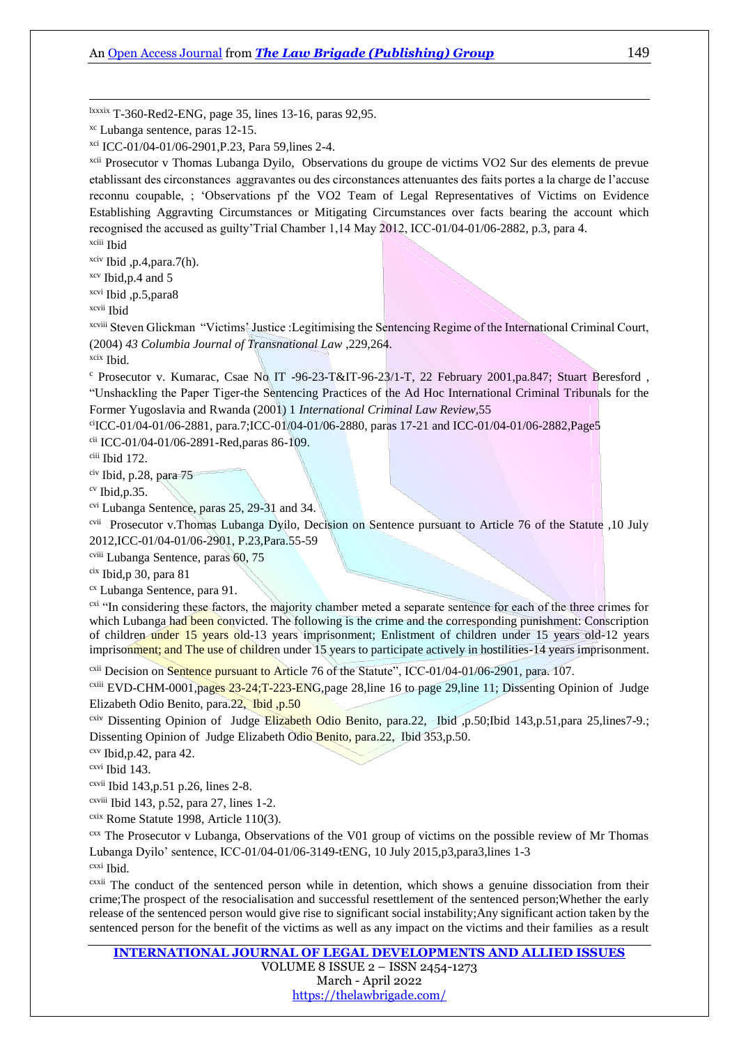[lxxxix] T-360-Red2-ENG, page 35, lines 13-16, paras 92,95.

[xc] Lubanga sentence, paras 12-15.

[xci] ICC-01/04-01/06-2901,P.23, Para 59,lines 2-4.

[xcii] Prosecutor v Thomas Lubanga Dyilo, Observations du groupe de victims VO2 Sur des elements de prevue etablissant des circonstances aggravantes ou des circonstances attenuantes des faits portes a la charge de l'accuse reconnu coupable, ; 'Observations pf the VO2 Team of Legal Representatives of Victims on Evidence Establishing Aggravting Circumstances or Mitigating Circumstances over facts bearing the account which recognised the accused as guilty'Trial Chamber 1,14 May 2012, ICC-01/04-01/06-2882, p.3, para 4.

[xciii] Ibid

[xciv] Ibid ,p.4,para.7(h).

[xcv] Ibid,p.4 and 5

[xcvi] Ibid ,p.5,para8

[xcvii] Ibid

[xcviii] Steven Glickman "Victims' Justice :Legitimising the Sentencing Regime of the International Criminal Court, (2004) *43 Columbia Journal of Transnational Law* ,229,264.

[xcix] Ibid.

[c] Prosecutor v. Kumarac, Csae No IT -96-23-T&IT-96-23/1-T, 22 February 2001,pa.847; Stuart Beresford , "Unshackling the Paper Tiger-the Sentencing Practices of the Ad Hoc International Criminal Tribunals for the Former Yugoslavia and Rwanda (2001) 1 *International Criminal Law Review*,55

[ci] ICC-01/04-01/06-2881, para.7;ICC-01/04-01/06-2880, paras 17-21 and ICC-01/04-01/06-2882,Page5

[cii] ICC-01/04-01/06-2891-Red,paras 86-109.

[ciii] Ibid 172.

[civ] Ibid, p.28, para 75

[cv] Ibid,p.35.

[cvi] Lubanga Sentence, paras 25, 29-31 and 34.

[cvii] Prosecutor v.Thomas Lubanga Dyilo, Decision on Sentence pursuant to Article 76 of the Statute ,10 July 2012,ICC-01/04-01/06-2901, P.23,Para.55-59

[cviii] Lubanga Sentence, paras 60, 75

[cix] Ibid,p 30, para 81

[cx] Lubanga Sentence, para 91.

[cxi] "In considering these factors, the majority chamber meted a separate sentence for each of the three crimes for which Lubanga had been convicted. The following is the crime and the corresponding punishment: Conscription of children under 15 years old-13 years imprisonment; Enlistment of children under 15 years old-12 years imprisonment; and The use of children under 15 years to participate actively in hostilities-14 years imprisonment.

[cxii] Decision on Sentence pursuant to Article 76 of the Statute", ICC-01/04-01/06-2901, para. 107.

[cxiii] EVD-CHM-0001,pages 23-24;T-223-ENG,page 28,line 16 to page 29,line 11; Dissenting Opinion of Judge Elizabeth Odio Benito, para.22, Ibid ,p.50

[cxiv] Dissenting Opinion of Judge Elizabeth Odio Benito, para.22, Ibid ,p.50;Ibid 143,p.51,para 25,lines7-9.; Dissenting Opinion of Judge Elizabeth Odio Benito, para.22, Ibid 353,p.50.

[cxv] Ibid,p.42, para 42.

[cxvi] Ibid 143.

[cxvii] Ibid 143,p.51 p.26, lines 2-8.

[cxviii] Ibid 143, p.52, para 27, lines 1-2.

[cxix] Rome Statute 1998, Article 110(3).

[cxx] The Prosecutor v Lubanga, Observations of the V01 group of victims on the possible review of Mr Thomas Lubanga Dyilo' sentence, ICC-01/04-01/06-3149-tENG, 10 July 2015,p3,para3,lines 1-3

[cxxi] Ibid.

[cxxii] The conduct of the sentenced person while in detention, which shows a genuine dissociation from their crime;The prospect of the resocialisation and successful resettlement of the sentenced person;Whether the early release of the sentenced person would give rise to significant social instability;Any significant action taken by the sentenced person for the benefit of the victims as well as any impact on the victims and their families as a result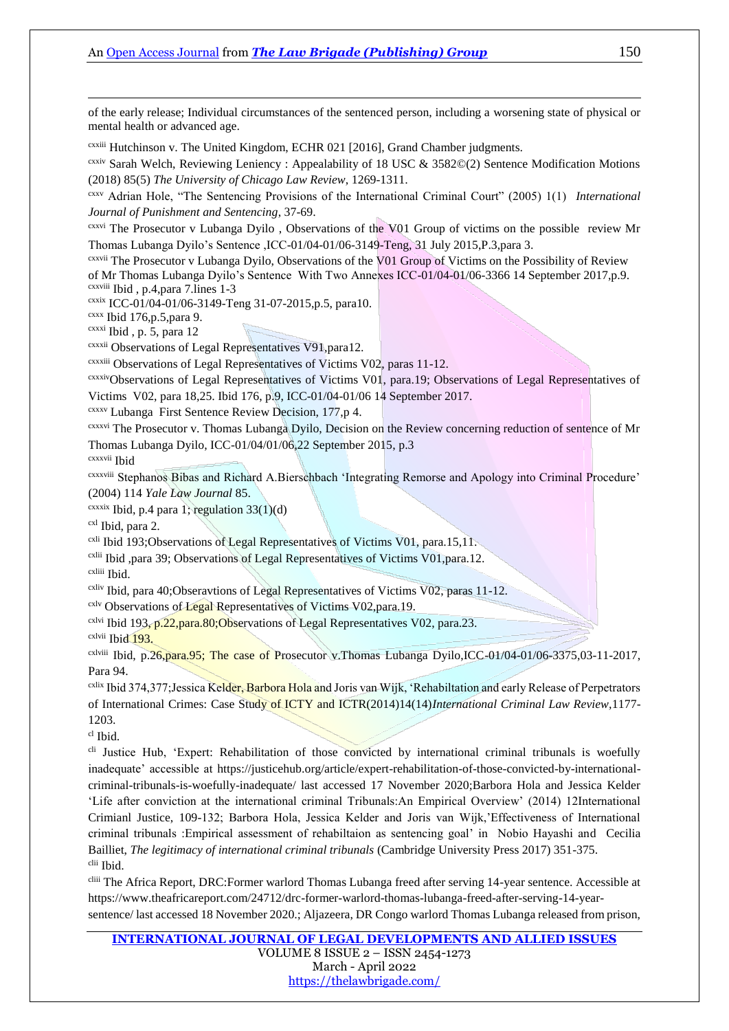of the early release; Individual circumstances of the sentenced person, including a worsening state of physical or mental health or advanced age.

[cxxiii] Hutchinson v. The United Kingdom, ECHR 021 [2016], Grand Chamber judgments.

[cxxiv] Sarah Welch, Reviewing Leniency : Appealability of 18 USC & 3582©(2) Sentence Modification Motions (2018) 85(5) *The University of Chicago Law Review*, 1269-1311.

[cxxv] Adrian Hole, "The Sentencing Provisions of the International Criminal Court" (2005) 1(1) *International Journal of Punishment and Sentencing*, 37-69.

[cxxvi] The Prosecutor v Lubanga Dyilo , Observations of the V01 Group of victims on the possible review Mr Thomas Lubanga Dyilo's Sentence ,ICC-01/04-01/06-3149-Teng, 31 July 2015,P.3,para 3.

[cxxvii] The Prosecutor v Lubanga Dyilo, Observations of the V01 Group of Victims on the Possibility of Review of Mr Thomas Lubanga Dyilo's Sentence With Two Annexes ICC-01/04-01/06-3366 14 September 2017,p.9.

[cxxviii] Ibid , p.4,para 7.lines 1-3

[cxxix] ICC-01/04-01/06-3149-Teng 31-07-2015,p.5, para10.

[cxxx] Ibid 176,p.5,para 9.

[cxxxi] Ibid , p. 5, para 12

[cxxxii] Observations of Legal Representatives V91,para12.

[cxxxiii] Observations of Legal Representatives of Victims V02, paras 11-12.

[cxxxiv] Observations of Legal Representatives of Victims V01, para.19; Observations of Legal Representatives of Victims V02, para 18,25. Ibid 176, p.9, ICC-01/04-01/06 14 September 2017.

[cxxxv] Lubanga First Sentence Review Decision, 177,p 4.

[cxxxvi] The Prosecutor v. Thomas Lubanga Dyilo, Decision on the Review concerning reduction of sentence of Mr Thomas Lubanga Dyilo, ICC-01/04/01/06,22 September 2015, p.3

[cxxxvii] Ibid

[cxxxviii] Stephanos Bibas and Richard A.Bierschbach 'Integrating Remorse and Apology into Criminal Procedure' (2004) 114 *Yale Law Journal* 85.

[cxxxix] Ibid, p.4 para 1; regulation 33(1)(d)

[cxl] Ibid, para 2.

[cxli] Ibid 193;Observations of Legal Representatives of Victims V01, para.15,11.

[cxlii] Ibid ,para 39; Observations of Legal Representatives of Victims V01,para.12.

[cxliii] Ibid.

[cxliv] Ibid, para 40;Obseravtions of Legal Representatives of Victims V02, paras 11-12.

[cxlv] Observations of Legal Representatives of Victims V02,para.19.

[cxlvi] Ibid 193, p.22,para.80;Observations of Legal Representatives V02, para.23.

[cxlvii] Ibid 193.

[cxlviii] Ibid, p.26,para.95; The case of Prosecutor v.Thomas Lubanga Dyilo,ICC-01/04-01/06-3375,03-11-2017, Para 94.

[cxlix] Ibid 374,377;Jessica Kelder, Barbora Hola and Joris van Wijk, 'Rehabiltation and early Release of Perpetrators of International Crimes: Case Study of ICTY and ICTR(2014)14(14)*International Criminal Law Review*,1177-1203.

[cl] Ibid.

[cli] Justice Hub, 'Expert: Rehabilitation of those convicted by international criminal tribunals is woefully inadequate' accessible at https://justicehub.org/article/expert-rehabilitation-of-those-convicted-by-international-criminal-tribunals-is-woefully-inadequate/ last accessed 17 November 2020;Barbora Hola and Jessica Kelder 'Life after conviction at the international criminal Tribunals:An Empirical Overview' (2014) 12International Crimianl Justice, 109-132; Barbora Hola, Jessica Kelder and Joris van Wijk,'Effectiveness of International criminal tribunals :Empirical assessment of rehabiltaion as sentencing goal' in Nobio Hayashi and Cecilia Bailliet, *The legitimacy of international criminal tribunals* (Cambridge University Press 2017) 351-375.

[clii] Ibid.

[cliii] The Africa Report, DRC:Former warlord Thomas Lubanga freed after serving 14-year sentence. Accessible at https://www.theafricareport.com/24712/drc-former-warlord-thomas-lubanga-freed-after-serving-14-year-sentence/ last accessed 18 November 2020.; Aljazeera, DR Congo warlord Thomas Lubanga released from prison,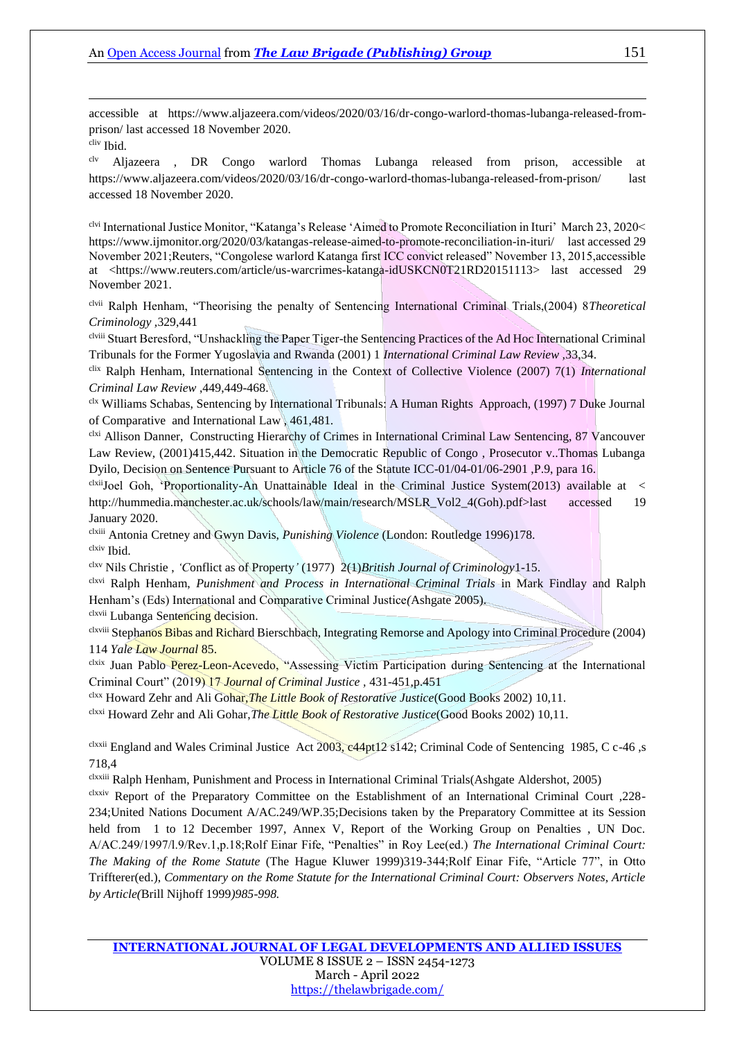accessible at https://www.aljazeera.com/videos/2020/03/16/dr-congo-warlord-thomas-lubanga-released-from-prison/ last accessed 18 November 2020.

[cliv] Ibid.

[clv] Aljazeera , DR Congo warlord Thomas Lubanga released from prison, accessible at https://www.aljazeera.com/videos/2020/03/16/dr-congo-warlord-thomas-lubanga-released-from-prison/ last accessed 18 November 2020.

[clvi] International Justice Monitor, "Katanga's Release 'Aimed to Promote Reconciliation in Ituri' March 23, 2020< https://www.ijmonitor.org/2020/03/katangas-release-aimed-to-promote-reconciliation-in-ituri/ last accessed 29 November 2021;Reuters, "Congolese warlord Katanga first ICC convict released" November 13, 2015,accessible at <https://www.reuters.com/article/us-warcrimes-katanga-idUSKCN0T21RD20151113> last accessed 29 November 2021.

[clvii] Ralph Henham, "Theorising the penalty of Sentencing International Criminal Trials,(2004) 8*Theoretical Criminology* ,329,441

[clviii] Stuart Beresford, "Unshackling the Paper Tiger-the Sentencing Practices of the Ad Hoc International Criminal Tribunals for the Former Yugoslavia and Rwanda (2001) 1 *International Criminal Law Review* ,33,34.

[clix] Ralph Henham, International Sentencing in the Context of Collective Violence (2007) 7(1) *International Criminal Law Review* ,449,449-468.

[clx] Williams Schabas, Sentencing by International Tribunals: A Human Rights Approach, (1997) 7 Duke Journal of Comparative and International Law , 461,481.

[clxi] Allison Danner, Constructing Hierarchy of Crimes in International Criminal Law Sentencing, 87 Vancouver Law Review, (2001)415,442. Situation in the Democratic Republic of Congo , Prosecutor v..Thomas Lubanga Dyilo, Decision on Sentence Pursuant to Article 76 of the Statute ICC-01/04-01/06-2901 ,P.9, para 16.

[clxii]Joel Goh, 'Proportionality-An Unattainable Ideal in the Criminal Justice System(2013) available at < http://hummedia.manchester.ac.uk/schools/law/main/research/MSLR_Vol2_4(Goh).pdf>last accessed 19 January 2020.

[clxiii] Antonia Cretney and Gwyn Davis, *Punishing Violence* (London: Routledge 1996)178.

[clxiv] Ibid.

[clxv] Nils Christie , *'C*onflict as of Property*'* (1977) 2(1)*British Journal of Criminology*1-15.

[clxvi] Ralph Henham, *Punishment and Process in International Criminal Trials* in Mark Findlay and Ralph Henham's (Eds) International and Comparative Criminal Justice*(*Ashgate 2005).

[clxvii] Lubanga Sentencing decision.

[clxviii] Stephanos Bibas and Richard Bierschbach, Integrating Remorse and Apology into Criminal Procedure (2004) 114 *Yale Law Journal* 85.

[clxix] Juan Pablo Perez-Leon-Acevedo, "Assessing Victim Participation during Sentencing at the International Criminal Court" (2019) 17 *Journal of Criminal Justice* , 431-451,p.451

[clxx] Howard Zehr and Ali Gohar,*The Little Book of Restorative Justice*(Good Books 2002) 10,11.

[clxxi] Howard Zehr and Ali Gohar,*The Little Book of Restorative Justice*(Good Books 2002) 10,11.

[clxxii] England and Wales Criminal Justice Act 2003, c44pt12 s142; Criminal Code of Sentencing 1985, C c-46 ,s 718,4

[clxxiii] Ralph Henham, Punishment and Process in International Criminal Trials(Ashgate Aldershot, 2005)

[clxxiv] Report of the Preparatory Committee on the Establishment of an International Criminal Court ,228-234;United Nations Document A/AC.249/WP.35;Decisions taken by the Preparatory Committee at its Session held from 1 to 12 December 1997, Annex V, Report of the Working Group on Penalties , UN Doc. A/AC.249/1997/l.9/Rev.1,p.18;Rolf Einar Fife, "Penalties" in Roy Lee(ed.) *The International Criminal Court: The Making of the Rome Statute* (The Hague Kluwer 1999)319-344;Rolf Einar Fife, "Article 77", in Otto Triffterer(ed.), *Commentary on the Rome Statute for the International Criminal Court: Observers Notes, Article by Article(*Brill Nijhoff 1999*)985-998.*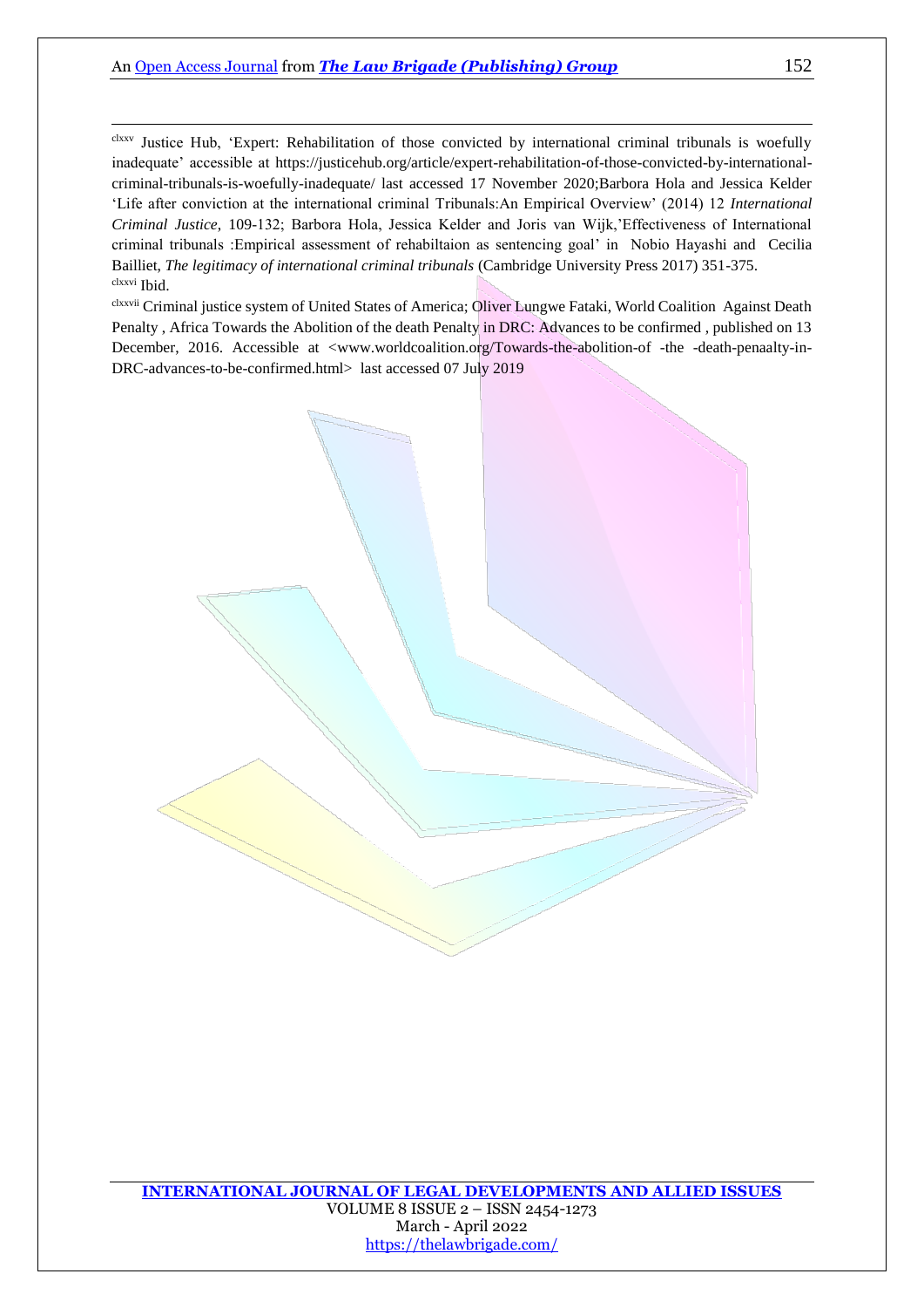[clxxv] Justice Hub, 'Expert: Rehabilitation of those convicted by international criminal tribunals is woefully inadequate' accessible at https://justicehub.org/article/expert-rehabilitation-of-those-convicted-by-international-criminal-tribunals-is-woefully-inadequate/ last accessed 17 November 2020;Barbora Hola and Jessica Kelder 'Life after conviction at the international criminal Tribunals:An Empirical Overview' (2014) 12 *International Criminal Justice*, 109-132; Barbora Hola, Jessica Kelder and Joris van Wijk,'Effectiveness of International criminal tribunals :Empirical assessment of rehabiltaion as sentencing goal' in Nobio Hayashi and Cecilia Bailliet, *The legitimacy of international criminal tribunals* (Cambridge University Press 2017) 351-375.

[clxxvi] Ibid.

[clxxvii] Criminal justice system of United States of America; Oliver Lungwe Fataki, World Coalition Against Death Penalty , Africa Towards the Abolition of the death Penalty in DRC: Advances to be confirmed , published on 13 December, 2016. Accessible at <www.worldcoalition.org/Towards-the-abolition-of -the -death-penaalty-in-DRC-advances-to-be-confirmed.html> last accessed 07 July 2019